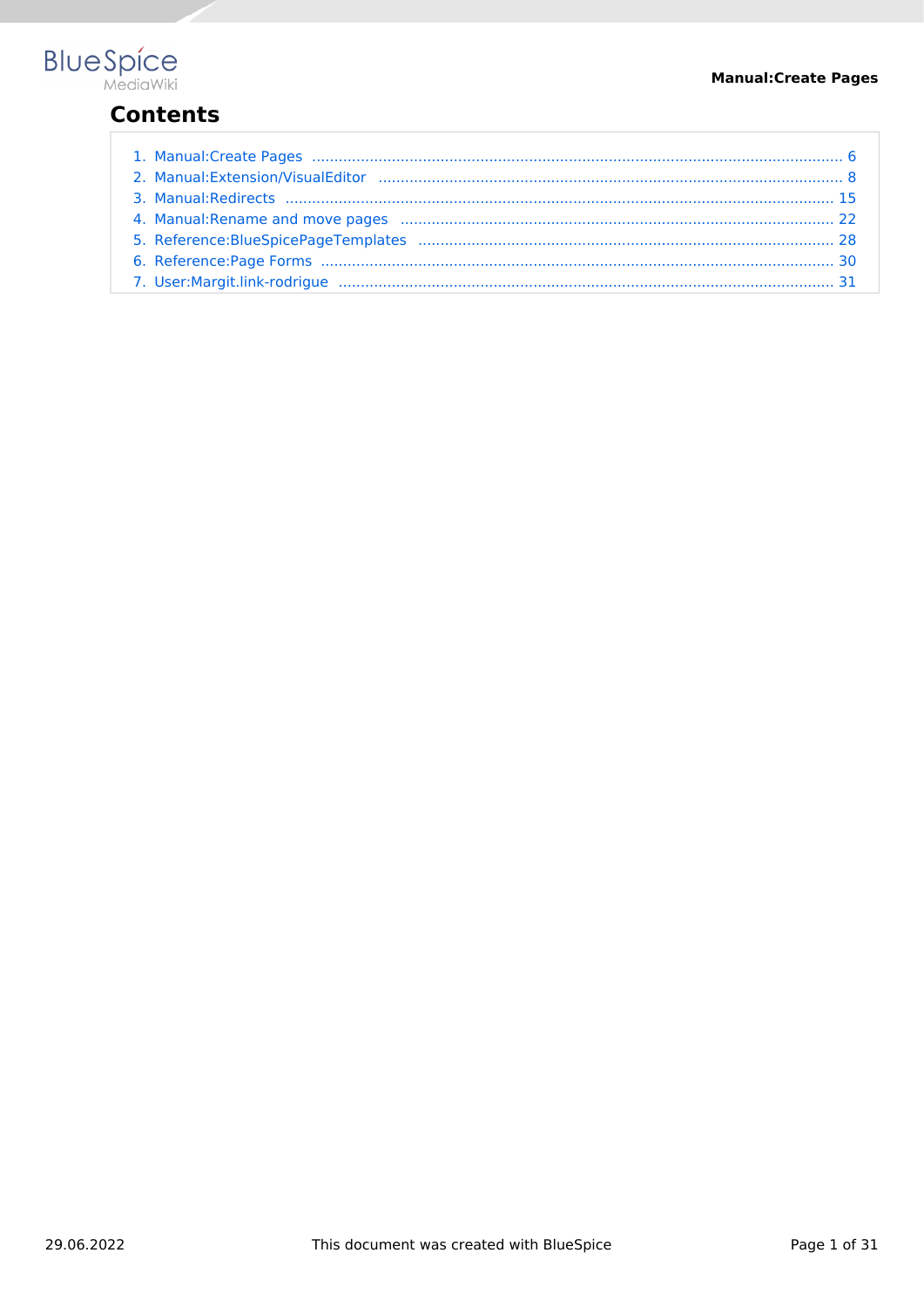# Contents

1. Manual:Create Pages .......... 6
2. Manual:Extension/VisualEditor .......... 8
3. Manual:Redirects .......... 15
4. Manual:Rename and move pages .......... 22
5. Reference:BlueSpicePageTemplates .......... 28
6. Reference:Page Forms .......... 30
7. User:Margit.link-rodrigue .......... 31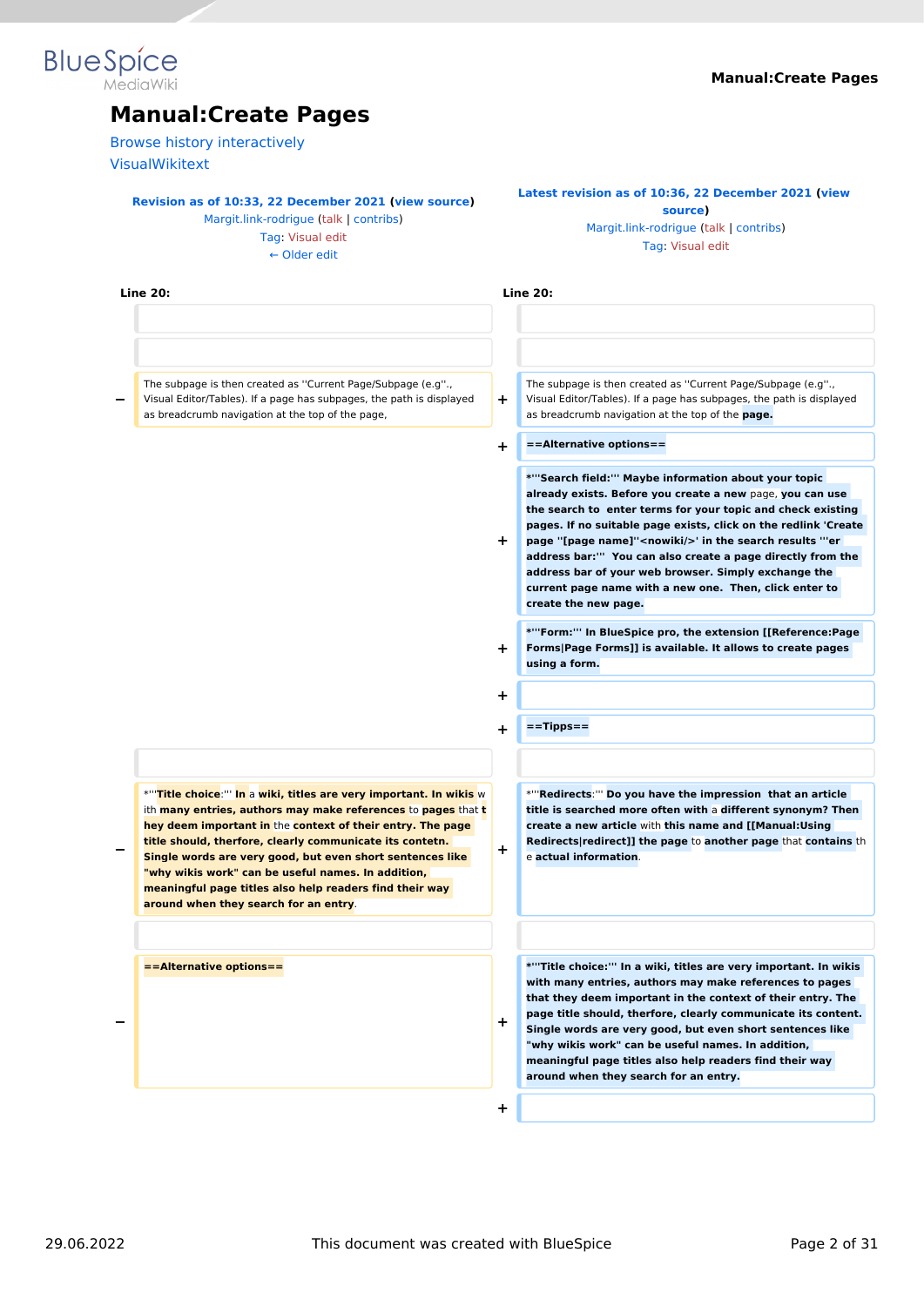# Manual:Create Pages

Browse history interactively

VisualWikitext

| Revision as of 10:33, 22 December 2021 (view source) | Latest revision as of 10:36, 22 December 2021 (view source) |
|---|---|
| Margit.link-rodrigue (talk \| contribs) | Margit.link-rodrigue (talk \| contribs) |
| Tag: Visual edit | Tag: Visual edit |
| ← Older edit | |

| | Line 20: | | Line 20: |
|---|---|---|---|
| | | | |
| | | | |
| − | The subpage is then created as ''Current Page/Subpage (e.g''., Visual Editor/Tables). If a page has subpages, the path is displayed as breadcrumb navigation at the top of the page, | + | The subpage is then created as ''Current Page/Subpage (e.g''., Visual Editor/Tables). If a page has subpages, the path is displayed as breadcrumb navigation at the top of the **page.** |
| | | + | **==Alternative options==** |
| | | + | ***'''Search field:''' Maybe information about your topic already exists. Before you create a new** page, **you can use the search to enter terms for your topic and check existing pages. If no suitable page exists, click on the redlink 'Create page ''[page name]''<nowiki/>' in the search results '''er address bar:''' You can also create a page directly from the address bar of your web browser. Simply exchange the current page name with a new one. Then, click enter to create the new page.** |
| | | + | ***'''Form:''' In BlueSpice pro, the extension [[Reference:Page Forms\|Page Forms]] is available. It allows to create pages using a form.** |
| | | + | |
| | | + | **==Tipps==** |
| | | | |
| − | *'''**Title choice**:''' **In** a **wiki, titles are very important. In wikis** with **many entries, authors may make references** to **pages** that **they deem important in** the **context of their entry. The page title should, therfore, clearly communicate its contetn. Single words are very good, but even short sentences like "why wikis work" can be useful names. In addition, meaningful page titles also help readers find their way around when they search for an entry**. | + | *'''**Redirects**:''' **Do you have the impression that an article title is searched more often with** a **different synonym? Then create a new article** with **this name and [[Manual:Using Redirects\|redirect]] the page** to **another page** that **contains** the **actual information**. |
| | | | |
| − | **==Alternative options==** | + | ***'''Title choice:''' In a wiki, titles are very important. In wikis with many entries, authors may make references to pages that they deem important in the context of their entry. The page title should, therfore, clearly communicate its content. Single words are very good, but even short sentences like "why wikis work" can be useful names. In addition, meaningful page titles also help readers find their way around when they search for an entry.** |
| | | + | |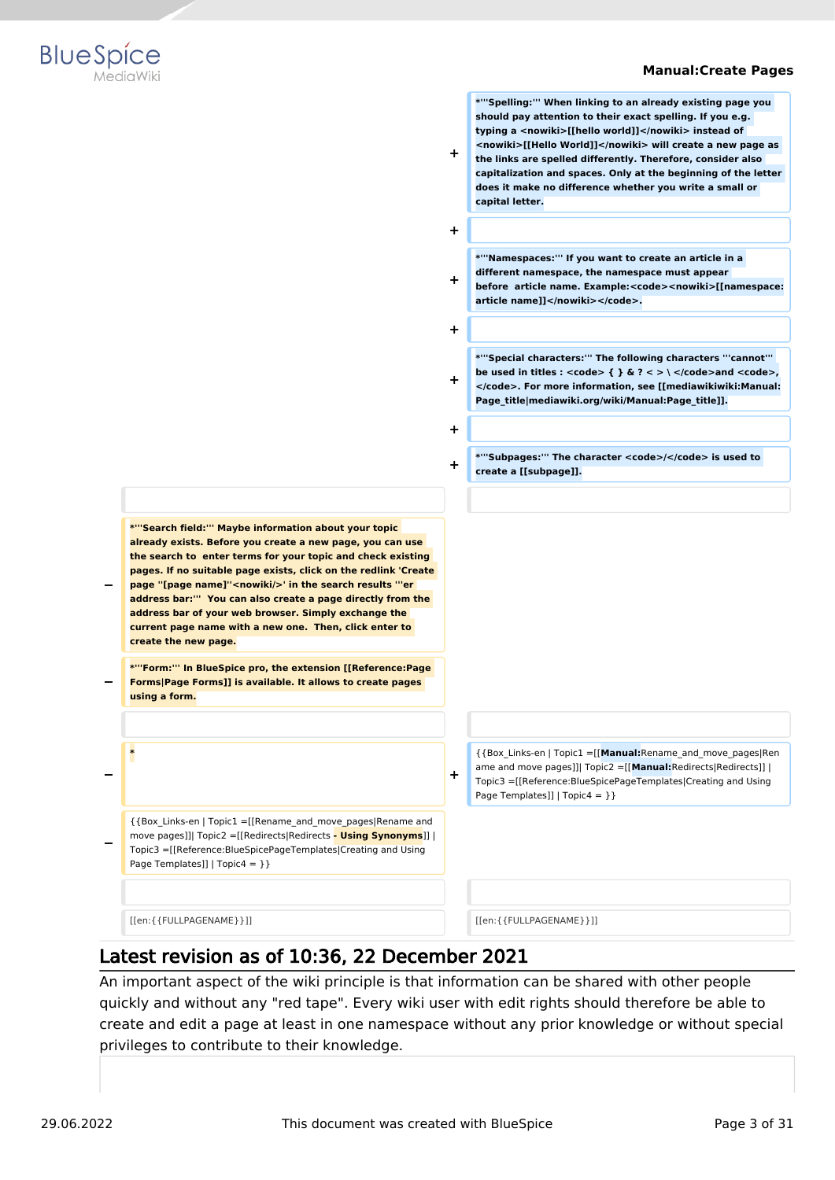| | | | |
|---|---|---|---|
| | | + | *'''Spelling:''' When linking to an already existing page you should pay attention to their exact spelling. If you e.g. typing a <nowiki>[[hello world]]</nowiki> instead of <nowiki>[[Hello World]]</nowiki> will create a new page as the links are spelled differently. Therefore, consider also capitalization and spaces. Only at the beginning of the letter does it make no difference whether you write a small or capital letter. |
| | | + | |
| | | + | *'''Namespaces:''' If you want to create an article in a different namespace, the namespace must appear before article name. Example:<code><nowiki>[[namespace:article name]]</nowiki></code>. |
| | | + | |
| | | + | *'''Special characters:''' The following characters '''cannot''' be used in titles : <code> { } & ? < > \ </code>and <code>, </code>. For more information, see [[mediawikiwiki:Manual:Page_title\|mediawiki.org/wiki/Manual:Page_title]]. |
| | | + | |
| | | + | *'''Subpages:''' The character <code>/</code> is used to create a [[subpage]]. |
| | | | |
| − | *'''Search field:''' Maybe information about your topic already exists. Before you create a new page, you can use the search to enter terms for your topic and check existing pages. If no suitable page exists, click on the redlink 'Create page ''[page name]''<nowiki/>' in the search results '''er address bar:''' You can also create a page directly from the address bar of your web browser. Simply exchange the current page name with a new one. Then, click enter to create the new page. | | |
| − | *'''Form:''' In BlueSpice pro, the extension [[Reference:Page Forms\|Page Forms]] is available. It allows to create pages using a form. | | |
| | | | |
| − | * | + | {{Box_Links-en \| Topic1 =[[**Manual:**Rename_and_move_pages\|Rename and move pages]]\| Topic2 =[[**Manual:**Redirects\|Redirects]] \| Topic3 =[[Reference:BlueSpicePageTemplates\|Creating and Using Page Templates]] \| Topic4 = }} |
| − | {{Box_Links-en \| Topic1 =[[Rename_and_move_pages\|Rename and move pages]]\| Topic2 =[[Redirects\|Redirects **- Using Synonyms**]] \| Topic3 =[[Reference:BlueSpicePageTemplates\|Creating and Using Page Templates]] \| Topic4 = }} | | |
| | | | |
| | [[en:{{FULLPAGENAME}}]] | | [[en:{{FULLPAGENAME}}]] |

## Latest revision as of 10:36, 22 December 2021

An important aspect of the wiki principle is that information can be shared with other people quickly and without any "red tape". Every wiki user with edit rights should therefore be able to create and edit a page at least in one namespace without any prior knowledge or without special privileges to contribute to their knowledge.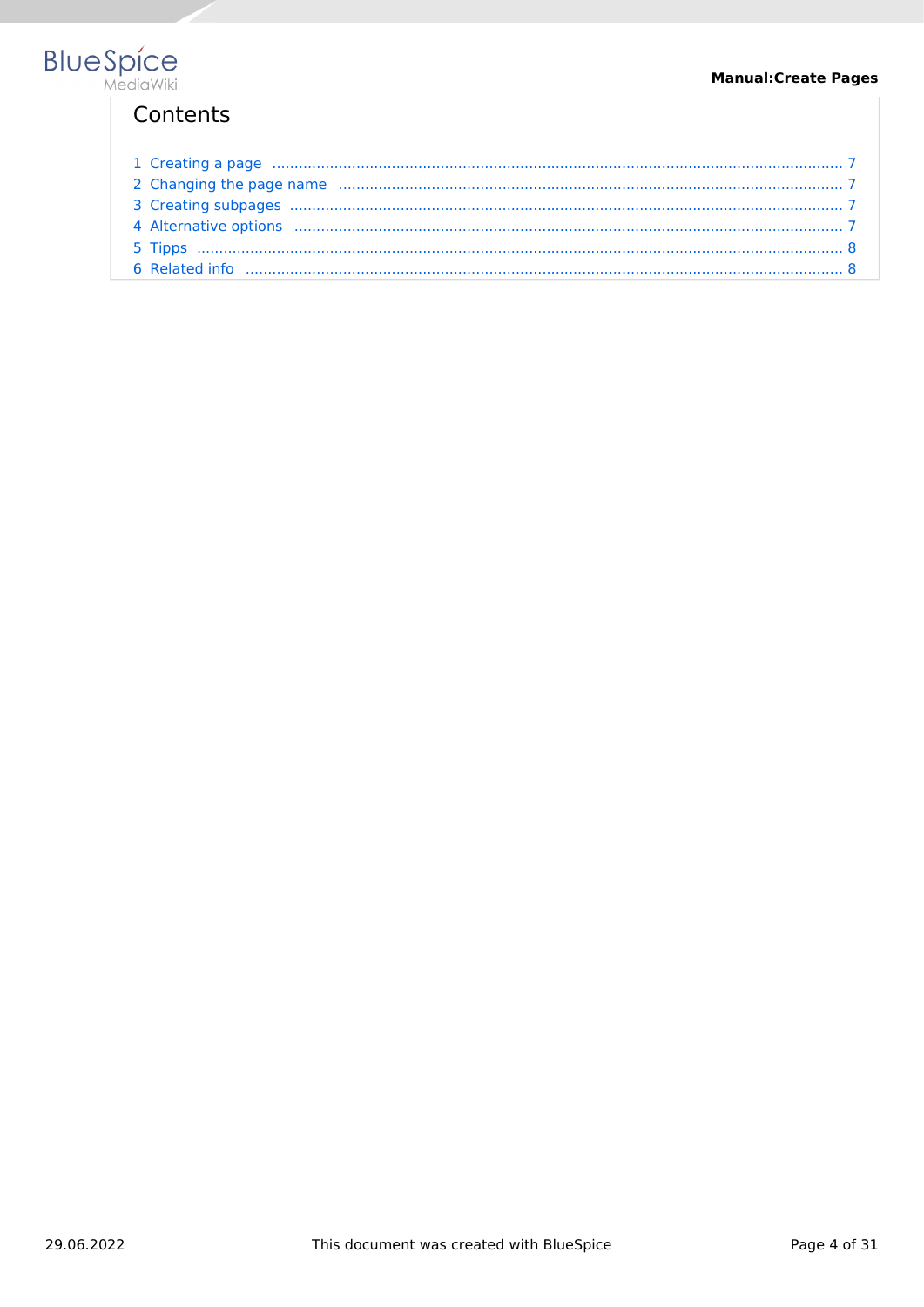## Contents

1 Creating a page ..................................................................................................................... 7
2 Changing the page name ........................................................................................................ 7
3 Creating subpages ................................................................................................................... 7
4 Alternative options .................................................................................................................. 7
5 Tipps ........................................................................................................................................ 8
6 Related info .............................................................................................................................. 8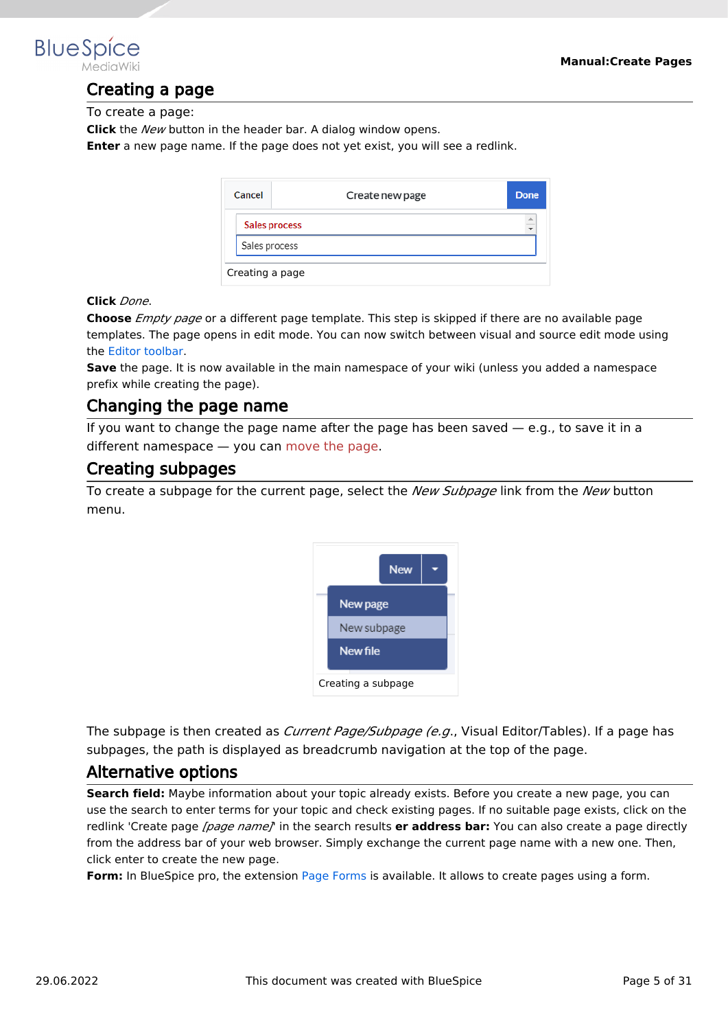## Creating a page

To create a page:

**Click** the *New* button in the header bar. A dialog window opens.

**Enter** a new page name. If the page does not yet exist, you will see a redlink.

Creating a page

**Click** *Done*.

**Choose** *Empty page* or a different page template. This step is skipped if there are no available page templates. The page opens in edit mode. You can now switch between visual and source edit mode using the Editor toolbar.

**Save** the page. It is now available in the main namespace of your wiki (unless you added a namespace prefix while creating the page).

## Changing the page name

If you want to change the page name after the page has been saved — e.g., to save it in a different namespace — you can move the page.

## Creating subpages

To create a subpage for the current page, select the *New Subpage* link from the *New* button menu.

Creating a subpage

The subpage is then created as *Current Page/Subpage (e.g.*, Visual Editor/Tables). If a page has subpages, the path is displayed as breadcrumb navigation at the top of the page.

## Alternative options

**Search field:** Maybe information about your topic already exists. Before you create a new page, you can use the search to enter terms for your topic and check existing pages. If no suitable page exists, click on the redlink 'Create page *[page name]*' in the search results **er address bar:** You can also create a page directly from the address bar of your web browser. Simply exchange the current page name with a new one. Then, click enter to create the new page.

**Form:** In BlueSpice pro, the extension Page Forms is available. It allows to create pages using a form.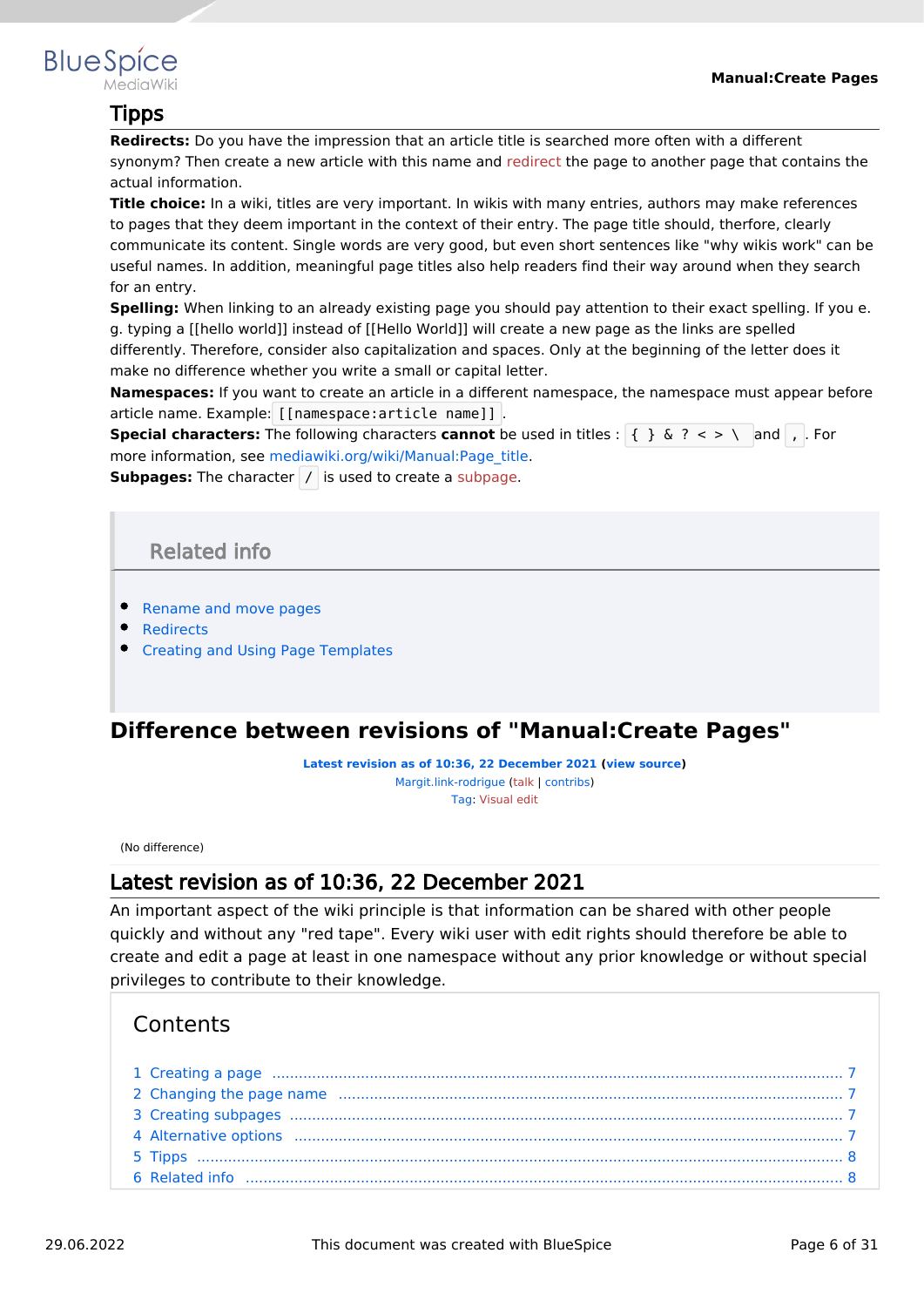## Tipps

**Redirects:** Do you have the impression that an article title is searched more often with a different synonym? Then create a new article with this name and redirect the page to another page that contains the actual information.

**Title choice:** In a wiki, titles are very important. In wikis with many entries, authors may make references to pages that they deem important in the context of their entry. The page title should, therfore, clearly communicate its content. Single words are very good, but even short sentences like "why wikis work" can be useful names. In addition, meaningful page titles also help readers find their way around when they search for an entry.

**Spelling:** When linking to an already existing page you should pay attention to their exact spelling. If you e. g. typing a [[hello world]] instead of [[Hello World]] will create a new page as the links are spelled differently. Therefore, consider also capitalization and spaces. Only at the beginning of the letter does it make no difference whether you write a small or capital letter.

**Namespaces:** If you want to create an article in a different namespace, the namespace must appear before article name. Example: `[[namespace:article name]]`.

**Special characters:** The following characters **cannot** be used in titles : `{ } & ? < > \` and `,`. For more information, see mediawiki.org/wiki/Manual:Page_title.

**Subpages:** The character `/` is used to create a subpage.

## Related info

- Rename and move pages
- Redirects
- Creating and Using Page Templates

# Difference between revisions of "Manual:Create Pages"

**Latest revision as of 10:36, 22 December 2021 (view source)**
Margit.link-rodrigue (talk | contribs)
Tag: Visual edit

(No difference)

## Latest revision as of 10:36, 22 December 2021

An important aspect of the wiki principle is that information can be shared with other people quickly and without any "red tape". Every wiki user with edit rights should therefore be able to create and edit a page at least in one namespace without any prior knowledge or without special privileges to contribute to their knowledge.

Contents

1 Creating a page ........ 7
2 Changing the page name ........ 7
3 Creating subpages ........ 7
4 Alternative options ........ 7
5 Tipps ........ 8
6 Related info ........ 8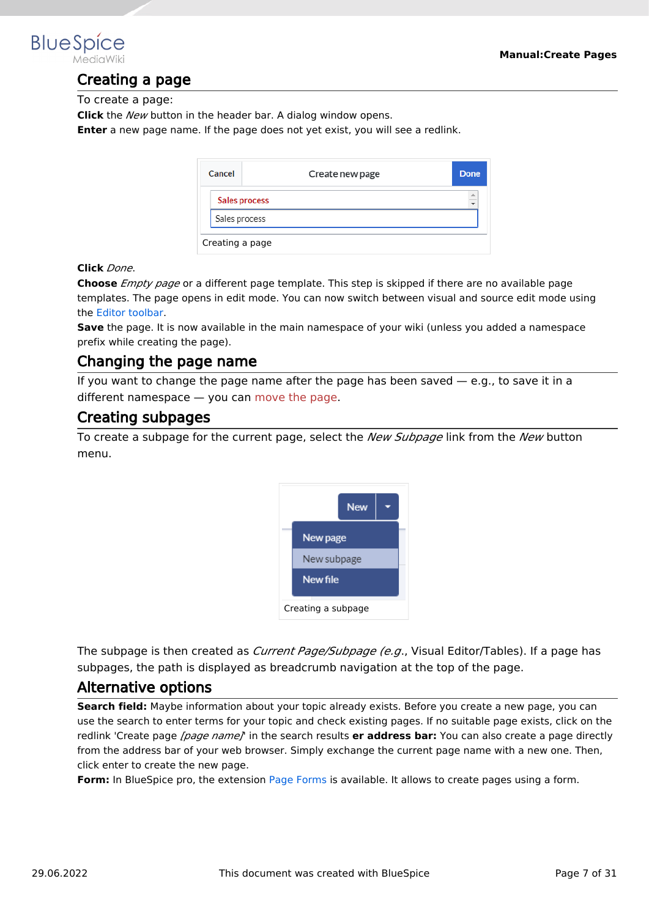## Creating a page

To create a page:

**Click** the *New* button in the header bar. A dialog window opens.

**Enter** a new page name. If the page does not yet exist, you will see a redlink.

Creating a page

**Click** *Done*.

**Choose** *Empty page* or a different page template. This step is skipped if there are no available page templates. The page opens in edit mode. You can now switch between visual and source edit mode using the Editor toolbar.

**Save** the page. It is now available in the main namespace of your wiki (unless you added a namespace prefix while creating the page).

## Changing the page name

If you want to change the page name after the page has been saved — e.g., to save it in a different namespace — you can move the page.

## Creating subpages

To create a subpage for the current page, select the *New Subpage* link from the *New* button menu.

Creating a subpage

The subpage is then created as *Current Page/Subpage (e.g.*, Visual Editor/Tables). If a page has subpages, the path is displayed as breadcrumb navigation at the top of the page.

## Alternative options

**Search field:** Maybe information about your topic already exists. Before you create a new page, you can use the search to enter terms for your topic and check existing pages. If no suitable page exists, click on the redlink 'Create page *[page name]*' in the search results **er address bar:** You can also create a page directly from the address bar of your web browser. Simply exchange the current page name with a new one. Then, click enter to create the new page.

**Form:** In BlueSpice pro, the extension Page Forms is available. It allows to create pages using a form.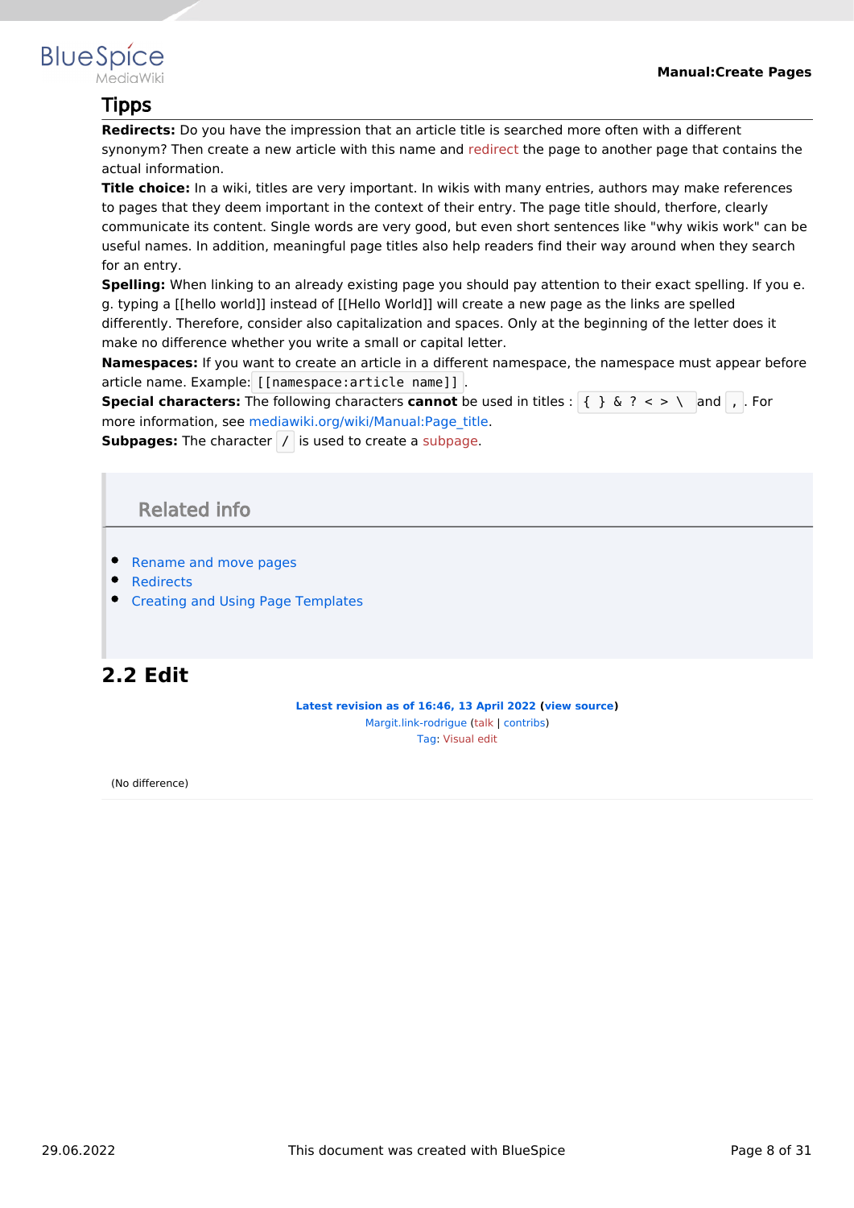## Tipps

**Redirects:** Do you have the impression that an article title is searched more often with a different synonym? Then create a new article with this name and redirect the page to another page that contains the actual information.
**Title choice:** In a wiki, titles are very important. In wikis with many entries, authors may make references to pages that they deem important in the context of their entry. The page title should, therfore, clearly communicate its content. Single words are very good, but even short sentences like "why wikis work" can be useful names. In addition, meaningful page titles also help readers find their way around when they search for an entry.
**Spelling:** When linking to an already existing page you should pay attention to their exact spelling. If you e. g. typing a [[hello world]] instead of [[Hello World]] will create a new page as the links are spelled differently. Therefore, consider also capitalization and spaces. Only at the beginning of the letter does it make no difference whether you write a small or capital letter.
**Namespaces:** If you want to create an article in a different namespace, the namespace must appear before article name. Example: `[[namespace:article name]]`.
**Special characters:** The following characters **cannot** be used in titles : `{ } & ? < > \` and `,`. For more information, see mediawiki.org/wiki/Manual:Page_title.
**Subpages:** The character `/` is used to create a subpage.

### Related info

- Rename and move pages
- Redirects
- Creating and Using Page Templates

## 2.2 Edit

**Latest revision as of 16:46, 13 April 2022 (view source)**
Margit.link-rodrigue (talk | contribs)
Tag: Visual edit

(No difference)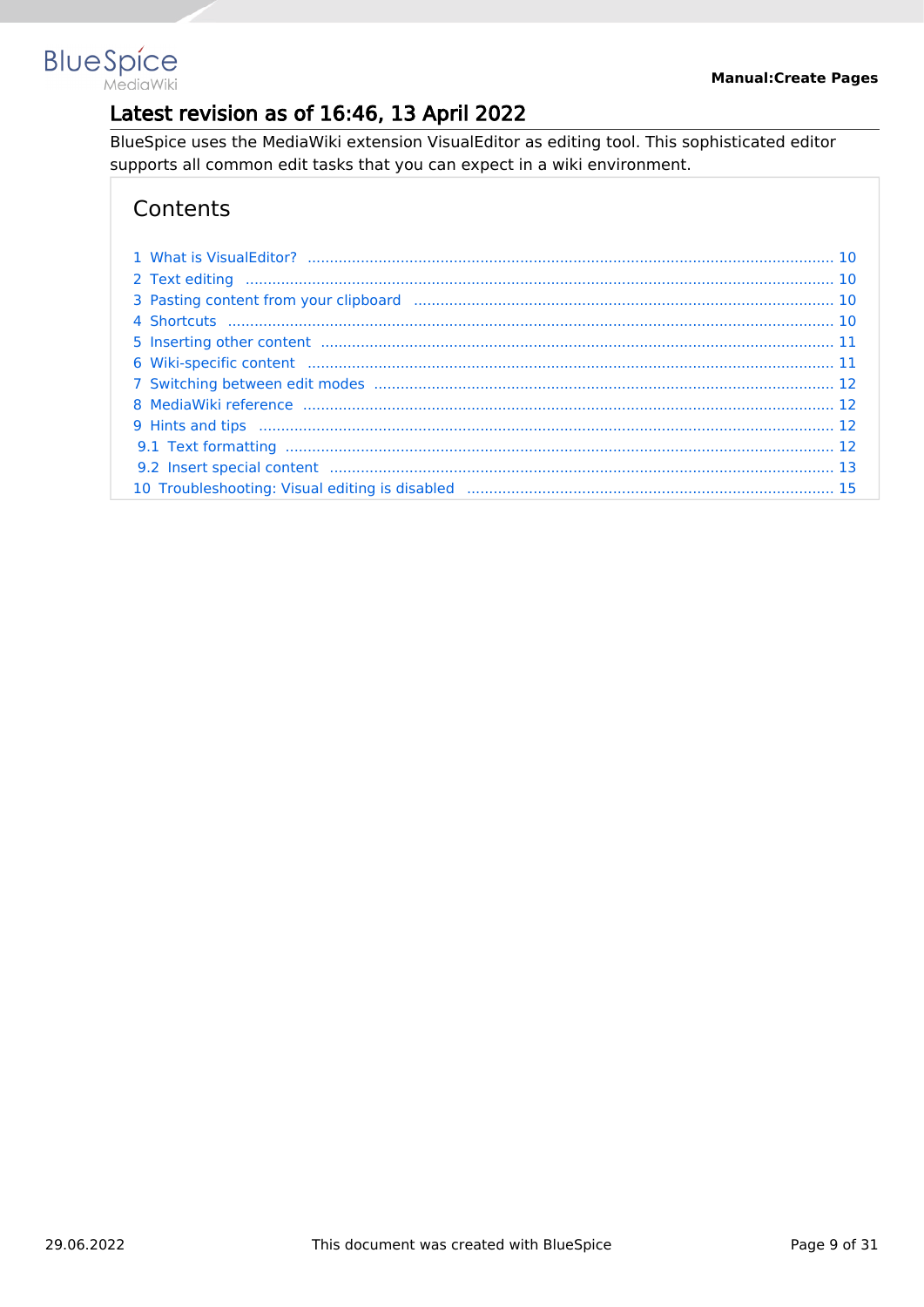## Latest revision as of 16:46, 13 April 2022

BlueSpice uses the MediaWiki extension VisualEditor as editing tool. This sophisticated editor supports all common edit tasks that you can expect in a wiki environment.

### Contents

1 What is VisualEditor? ..... 10
2 Text editing ..... 10
3 Pasting content from your clipboard ..... 10
4 Shortcuts ..... 10
5 Inserting other content ..... 11
6 Wiki-specific content ..... 11
7 Switching between edit modes ..... 12
8 MediaWiki reference ..... 12
9 Hints and tips ..... 12
 9.1 Text formatting ..... 12
 9.2 Insert special content ..... 13
10 Troubleshooting: Visual editing is disabled ..... 15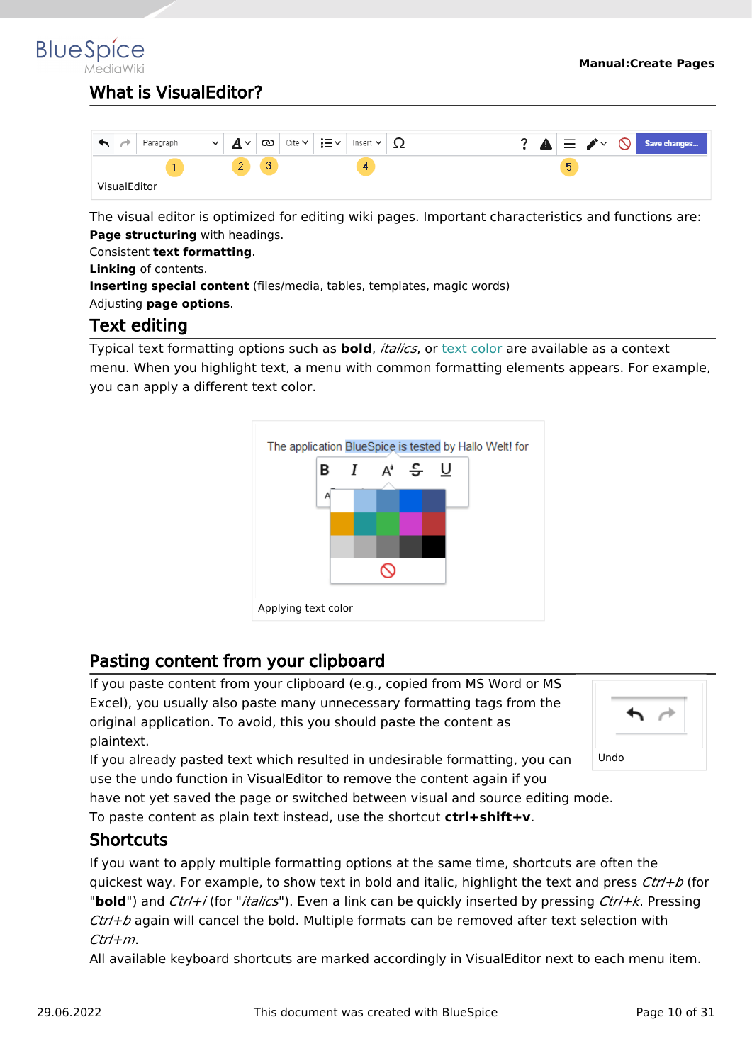## What is VisualEditor?

VisualEditor

The visual editor is optimized for editing wiki pages. Important characteristics and functions are:
**Page structuring** with headings.
Consistent **text formatting**.
**Linking** of contents.
**Inserting special content** (files/media, tables, templates, magic words)
Adjusting **page options**.

## Text editing

Typical text formatting options such as **bold**, *italics*, or text color are available as a context menu. When you highlight text, a menu with common formatting elements appears. For example, you can apply a different text color.

Applying text color

## Pasting content from your clipboard

If you paste content from your clipboard (e.g., copied from MS Word or MS Excel), you usually also paste many unnecessary formatting tags from the original application. To avoid, this you should paste the content as plaintext.

Undo

If you already pasted text which resulted in undesirable formatting, you can use the undo function in VisualEditor to remove the content again if you have not yet saved the page or switched between visual and source editing mode.
To paste content as plain text instead, use the shortcut **ctrl+shift+v**.

## Shortcuts

If you want to apply multiple formatting options at the same time, shortcuts are often the quickest way. For example, to show text in bold and italic, highlight the text and press *Ctrl+b* (for "**bold**") and *Ctrl+i* (for "*italics*"). Even a link can be quickly inserted by pressing *Ctrl+k*. Pressing *Ctrl+b* again will cancel the bold. Multiple formats can be removed after text selection with *Ctrl+m*.
All available keyboard shortcuts are marked accordingly in VisualEditor next to each menu item.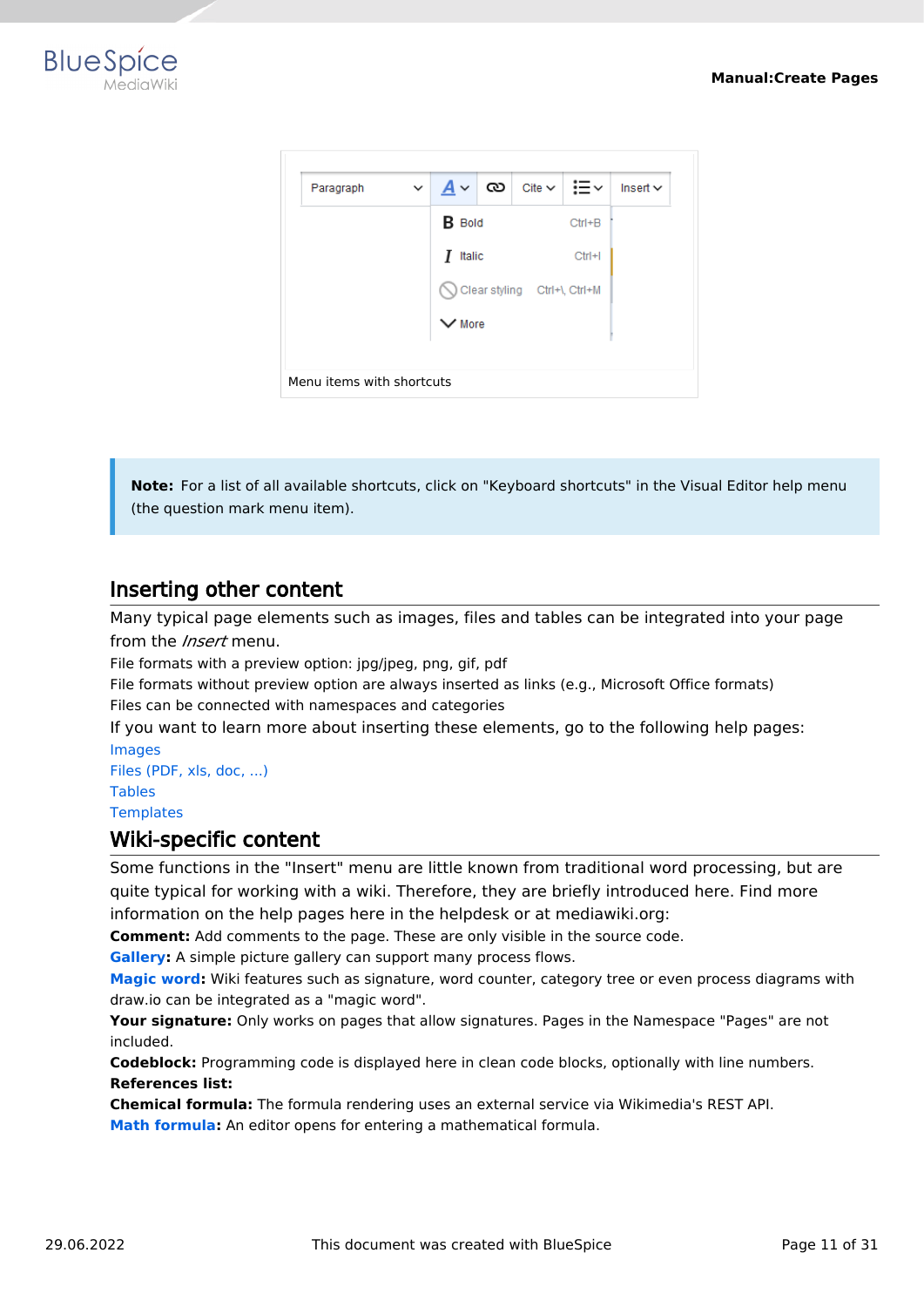Menu items with shortcuts

> **Note:** For a list of all available shortcuts, click on "Keyboard shortcuts" in the Visual Editor help menu (the question mark menu item).

## Inserting other content

Many typical page elements such as images, files and tables can be integrated into your page from the *Insert* menu.

File formats with a preview option: jpg/jpeg, png, gif, pdf

File formats without preview option are always inserted as links (e.g., Microsoft Office formats)

Files can be connected with namespaces and categories

If you want to learn more about inserting these elements, go to the following help pages:

Images

Files (PDF, xls, doc, ...)

Tables

Templates

## Wiki-specific content

Some functions in the "Insert" menu are little known from traditional word processing, but are quite typical for working with a wiki. Therefore, they are briefly introduced here. Find more information on the help pages here in the helpdesk or at mediawiki.org:

**Comment:** Add comments to the page. These are only visible in the source code.

**Gallery:** A simple picture gallery can support many process flows.

**Magic word:** Wiki features such as signature, word counter, category tree or even process diagrams with draw.io can be integrated as a "magic word".

**Your signature:** Only works on pages that allow signatures. Pages in the Namespace "Pages" are not included.

**Codeblock:** Programming code is displayed here in clean code blocks, optionally with line numbers.

**References list:**

**Chemical formula:** The formula rendering uses an external service via Wikimedia's REST API.

**Math formula:** An editor opens for entering a mathematical formula.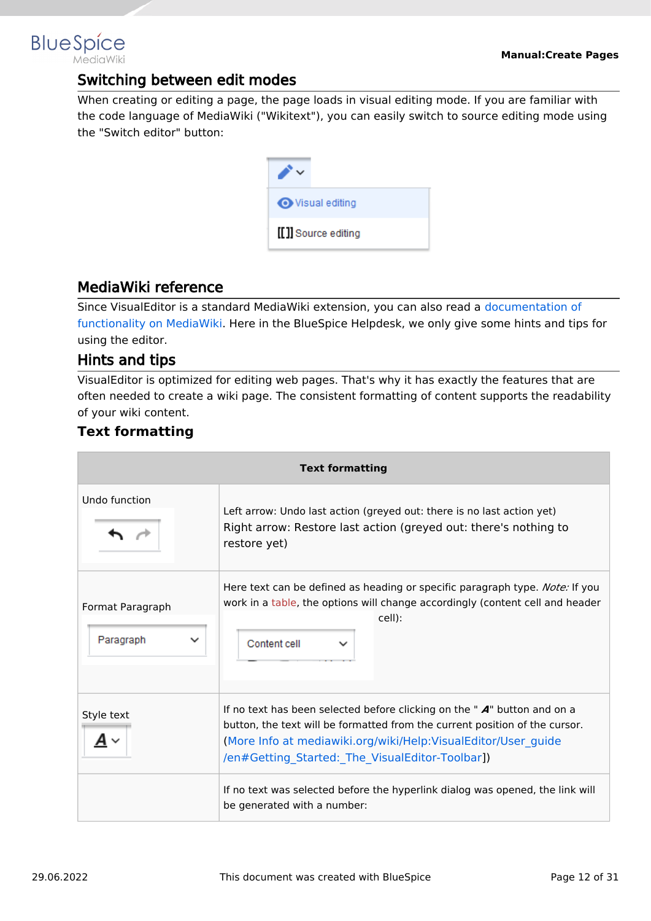## Switching between edit modes

When creating or editing a page, the page loads in visual editing mode. If you are familiar with the code language of MediaWiki ("Wikitext"), you can easily switch to source editing mode using the "Switch editor" button:

## MediaWiki reference

Since VisualEditor is a standard MediaWiki extension, you can also read a documentation of functionality on MediaWiki. Here in the BlueSpice Helpdesk, we only give some hints and tips for using the editor.

## Hints and tips

VisualEditor is optimized for editing web pages. That's why it has exactly the features that are often needed to create a wiki page. The consistent formatting of content supports the readability of your wiki content.

### Text formatting

| Text formatting | |
|---|---|
| Undo function | Left arrow: Undo last action (greyed out: there is no last action yet)<br>Right arrow: Restore last action (greyed out: there's nothing to restore yet) |
| Format Paragraph | Here text can be defined as heading or specific paragraph type. *Note:* If you work in a table, the options will change accordingly (content cell and header cell): |
| Style text | If no text has been selected before clicking on the " A" button and on a button, the text will be formatted from the current position of the cursor. (More Info at mediawiki.org/wiki/Help:VisualEditor/User_guide/en#Getting_Started:_The_VisualEditor-Toolbar]) |
| | If no text was selected before the hyperlink dialog was opened, the link will be generated with a number: |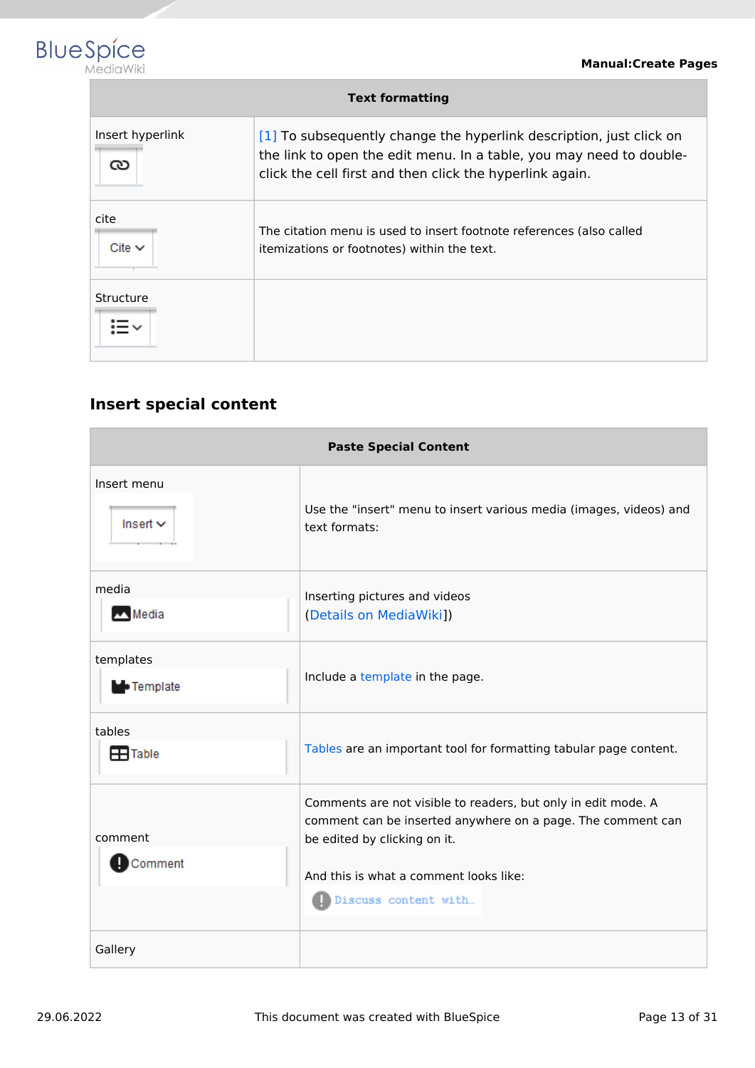| Text formatting | |
|---|---|
| Insert hyperlink | [1] To subsequently change the hyperlink description, just click on the link to open the edit menu. In a table, you may need to double-click the cell first and then click the hyperlink again. |
| cite Cite | The citation menu is used to insert footnote references (also called itemizations or footnotes) within the text. |
| Structure | |

## Insert special content

| Paste Special Content | |
|---|---|
| Insert menu Insert | Use the "insert" menu to insert various media (images, videos) and text formats: |
| media Media | Inserting pictures and videos (Details on MediaWiki]) |
| templates Template | Include a template in the page. |
| tables Table | Tables are an important tool for formatting tabular page content. |
| comment Comment | Comments are not visible to readers, but only in edit mode. A comment can be inserted anywhere on a page. The comment can be edited by clicking on it.<br><br>And this is what a comment looks like:<br>Discuss content with... |
| Gallery | |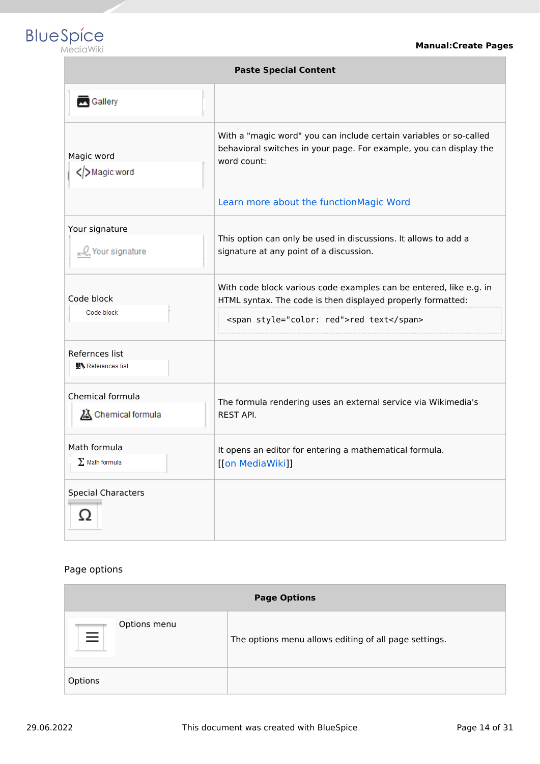| Paste Special Content | |
|---|---|
| Gallery | |
| Magic word<br>Magic word | With a "magic word" you can include certain variables or so-called behavioral switches in your page. For example, you can display the word count:<br><br>Learn more about the functionMagic Word |
| Your signature<br>Your signature | This option can only be used in discussions. It allows to add a signature at any point of a discussion. |
| Code block<br>Code block | With code block various code examples can be entered, like e.g. in HTML syntax. The code is then displayed properly formatted:<br>`<span style="color: red">red text</span>` |
| Refernces list<br>References list | |
| Chemical formula<br>Chemical formula | The formula rendering uses an external service via Wikimedia's REST API. |
| Math formula<br>Math formula | It opens an editor for entering a mathematical formula. [[on MediaWiki]] |
| Special Characters<br>Ω | |

Page options

| Page Options | |
|---|---|
| Options menu | The options menu allows editing of all page settings. |
| Options | |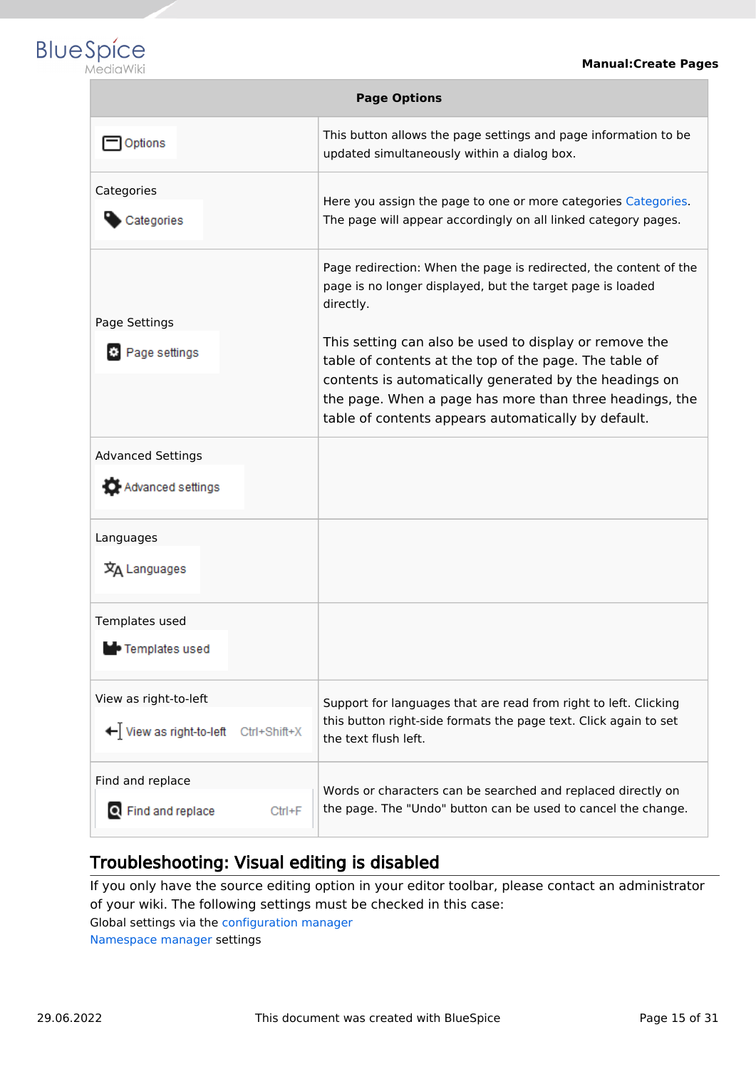| Page Options | |
|---|---|
| Options | This button allows the page settings and page information to be updated simultaneously within a dialog box. |
| Categories<br>Categories | Here you assign the page to one or more categories Categories. The page will appear accordingly on all linked category pages. |
| Page Settings<br>Page settings | Page redirection: When the page is redirected, the content of the page is no longer displayed, but the target page is loaded directly.<br><br>This setting can also be used to display or remove the table of contents at the top of the page. The table of contents is automatically generated by the headings on the page. When a page has more than three headings, the table of contents appears automatically by default. |
| Advanced Settings<br>Advanced settings | |
| Languages<br>Languages | |
| Templates used<br>Templates used | |
| View as right-to-left<br>View as right-to-left Ctrl+Shift+X | Support for languages that are read from right to left. Clicking this button right-side formats the page text. Click again to set the text flush left. |
| Find and replace<br>Find and replace Ctrl+F | Words or characters can be searched and replaced directly on the page. The "Undo" button can be used to cancel the change. |

## Troubleshooting: Visual editing is disabled

If you only have the source editing option in your editor toolbar, please contact an administrator of your wiki. The following settings must be checked in this case:

Global settings via the configuration manager

Namespace manager settings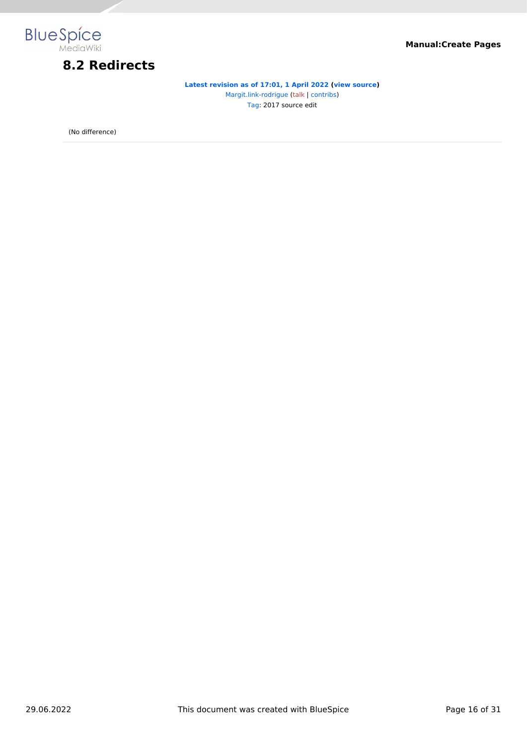# 8.2 Redirects

**Latest revision as of 17:01, 1 April 2022 (view source)**
Margit.link-rodrigue (talk | contribs)
Tag: 2017 source edit

(No difference)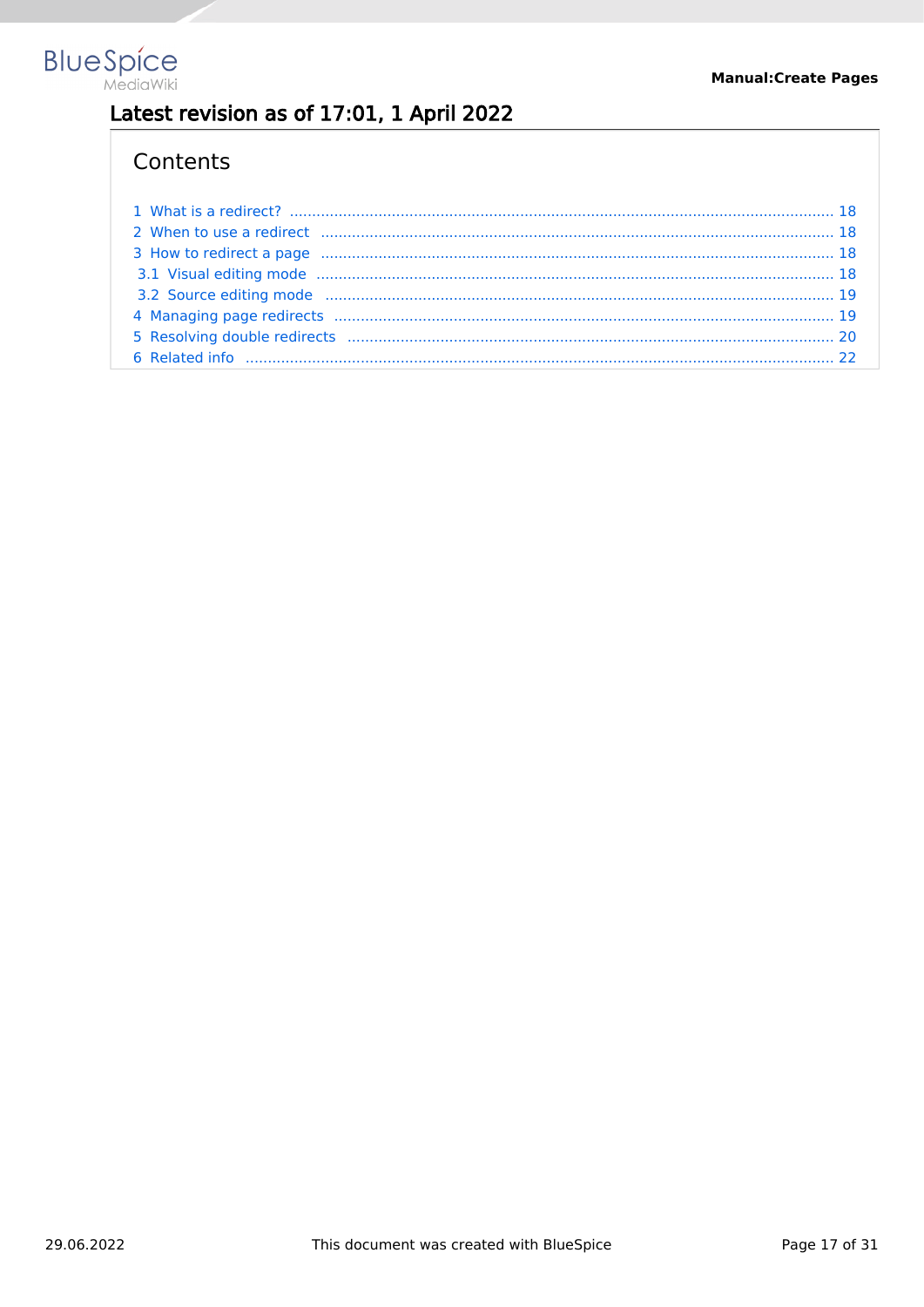## Latest revision as of 17:01, 1 April 2022

## Contents

1 What is a redirect? ... 18
2 When to use a redirect ... 18
3 How to redirect a page ... 18
3.1 Visual editing mode ... 18
3.2 Source editing mode ... 19
4 Managing page redirects ... 19
5 Resolving double redirects ... 20
6 Related info ... 22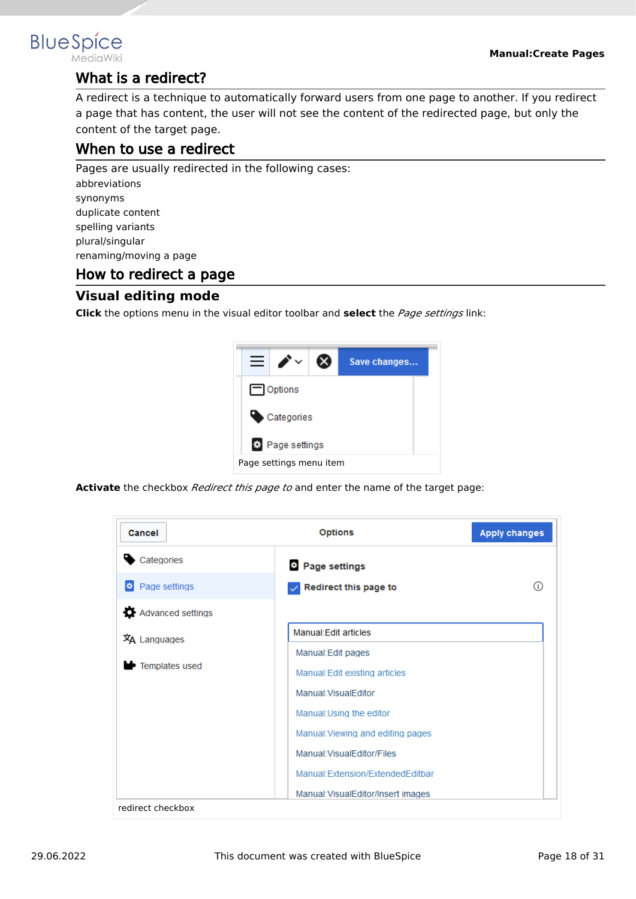## What is a redirect?

A redirect is a technique to automatically forward users from one page to another. If you redirect a page that has content, the user will not see the content of the redirected page, but only the content of the target page.

## When to use a redirect

Pages are usually redirected in the following cases:

abbreviations
synonyms
duplicate content
spelling variants
plural/singular
renaming/moving a page

## How to redirect a page

### Visual editing mode

**Click** the options menu in the visual editor toolbar and **select** the *Page settings* link:

Page settings menu item

**Activate** the checkbox *Redirect this page to* and enter the name of the target page:

redirect checkbox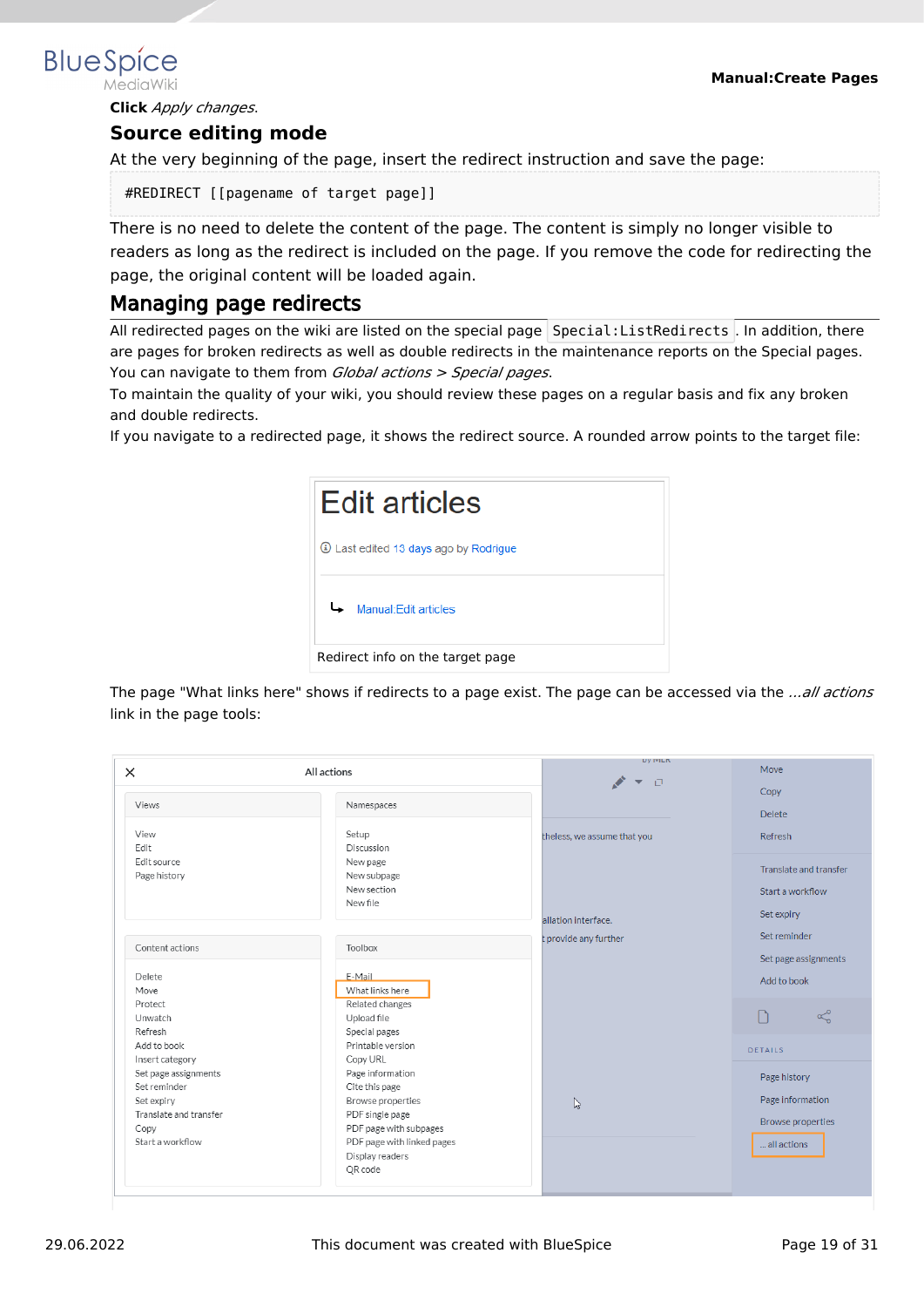**Click** *Apply changes*.

### Source editing mode

At the very beginning of the page, insert the redirect instruction and save the page:

```
#REDIRECT [[pagename of target page]]
```

There is no need to delete the content of the page. The content is simply no longer visible to readers as long as the redirect is included on the page. If you remove the code for redirecting the page, the original content will be loaded again.

## Managing page redirects

All redirected pages on the wiki are listed on the special page `Special:ListRedirects`. In addition, there are pages for broken redirects as well as double redirects in the maintenance reports on the Special pages. You can navigate to them from *Global actions > Special pages*.

To maintain the quality of your wiki, you should review these pages on a regular basis and fix any broken and double redirects.

If you navigate to a redirected page, it shows the redirect source. A rounded arrow points to the target file:

Redirect info on the target page

The page "What links here" shows if redirects to a page exist. The page can be accessed via the *...all actions* link in the page tools: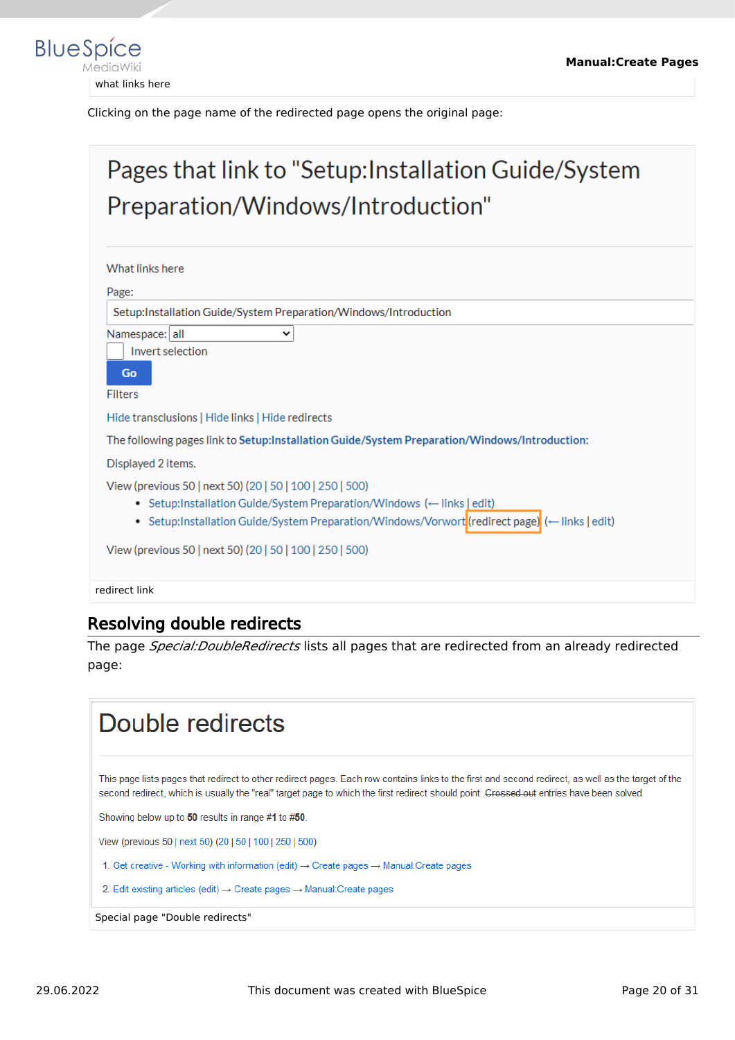what links here

Clicking on the page name of the redirected page opens the original page:

redirect link

## Resolving double redirects

The page *Special:DoubleRedirects* lists all pages that are redirected from an already redirected page:

Special page "Double redirects"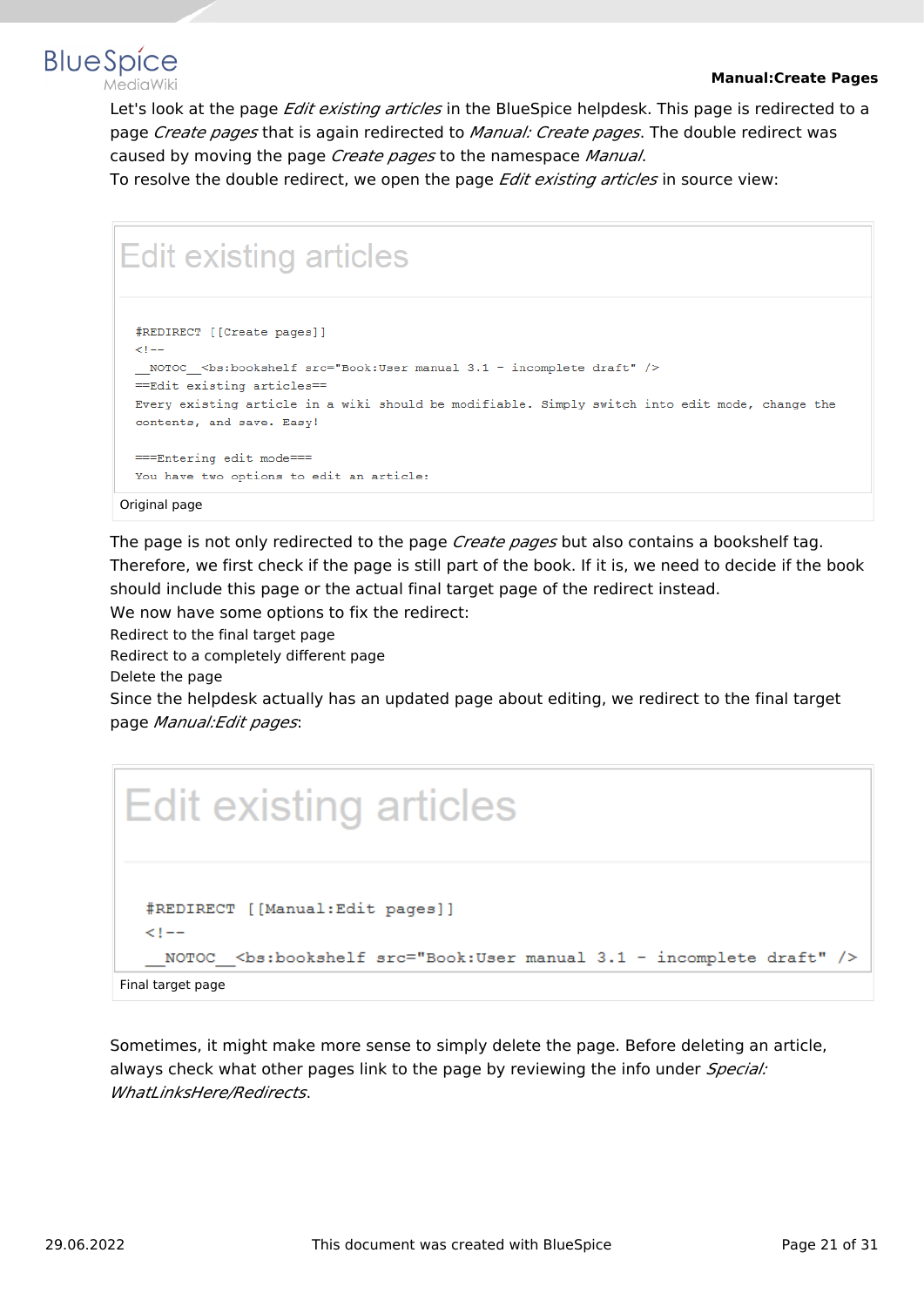Let's look at the page *Edit existing articles* in the BlueSpice helpdesk. This page is redirected to a page *Create pages* that is again redirected to *Manual: Create pages*. The double redirect was caused by moving the page *Create pages* to the namespace *Manual*.
To resolve the double redirect, we open the page *Edit existing articles* in source view:

Edit existing articles

```
#REDIRECT [[Create pages]]
<!--
__NOTOC__<bs:bookshelf src="Book:User manual 3.1 - incomplete draft" />
==Edit existing articles==
Every existing article in a wiki should be modifiable. Simply switch into edit mode, change the contents, and save. Easy!

===Entering edit mode===
You have two options to edit an article:
```

Original page

The page is not only redirected to the page *Create pages* but also contains a bookshelf tag. Therefore, we first check if the page is still part of the book. If it is, we need to decide if the book should include this page or the actual final target page of the redirect instead.
We now have some options to fix the redirect:

- Redirect to the final target page
- Redirect to a completely different page
- Delete the page

Since the helpdesk actually has an updated page about editing, we redirect to the final target page *Manual:Edit pages*:

Edit existing articles

```
#REDIRECT [[Manual:Edit pages]]
<!--
__NOTOC__<bs:bookshelf src="Book:User manual 3.1 - incomplete draft" />
```

Final target page

Sometimes, it might make more sense to simply delete the page. Before deleting an article, always check what other pages link to the page by reviewing the info under *Special: WhatLinksHere/Redirects*.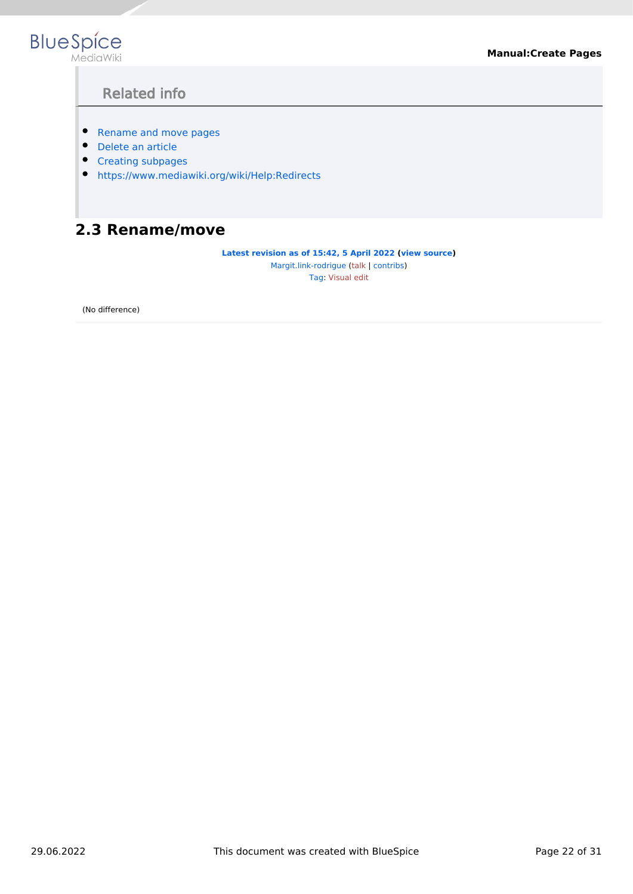### Related info

- Rename and move pages
- Delete an article
- Creating subpages
- https://www.mediawiki.org/wiki/Help:Redirects

## 2.3 Rename/move

**Latest revision as of 15:42, 5 April 2022 (view source)**
Margit.link-rodrigue (talk | contribs)
Tag: Visual edit

(No difference)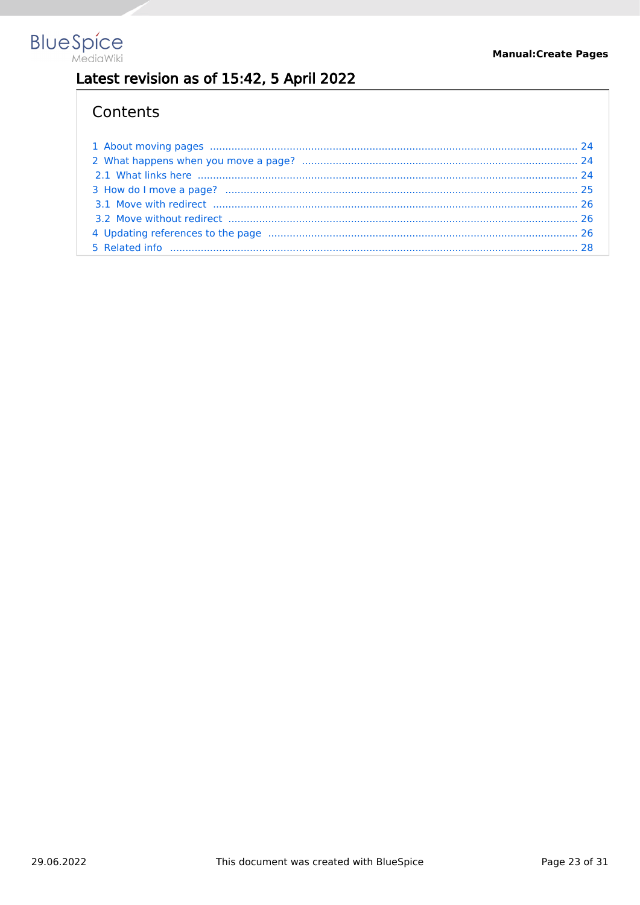## Latest revision as of 15:42, 5 April 2022

## Contents

1 About moving pages ..................................................... 24
2 What happens when you move a page? ..................................................... 24
2.1 What links here ..................................................... 24
3 How do I move a page? ..................................................... 25
3.1 Move with redirect ..................................................... 26
3.2 Move without redirect ..................................................... 26
4 Updating references to the page ..................................................... 26
5 Related info ..................................................... 28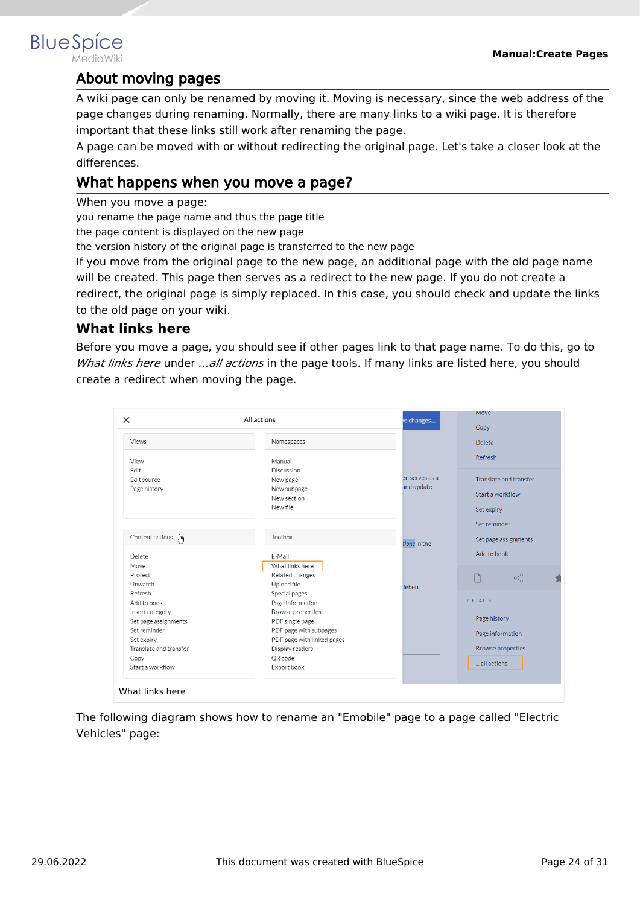## About moving pages

A wiki page can only be renamed by moving it. Moving is necessary, since the web address of the page changes during renaming. Normally, there are many links to a wiki page. It is therefore important that these links still work after renaming the page.

A page can be moved with or without redirecting the original page. Let's take a closer look at the differences.

## What happens when you move a page?

When you move a page:

- you rename the page name and thus the page title
- the page content is displayed on the new page
- the version history of the original page is transferred to the new page

If you move from the original page to the new page, an additional page with the old page name will be created. This page then serves as a redirect to the new page. If you do not create a redirect, the original page is simply replaced. In this case, you should check and update the links to the old page on your wiki.

### What links here

Before you move a page, you should see if other pages link to that page name. To do this, go to *What links here* under *...all actions* in the page tools. If many links are listed here, you should create a redirect when moving the page.

What links here

The following diagram shows how to rename an "Emobile" page to a page called "Electric Vehicles" page: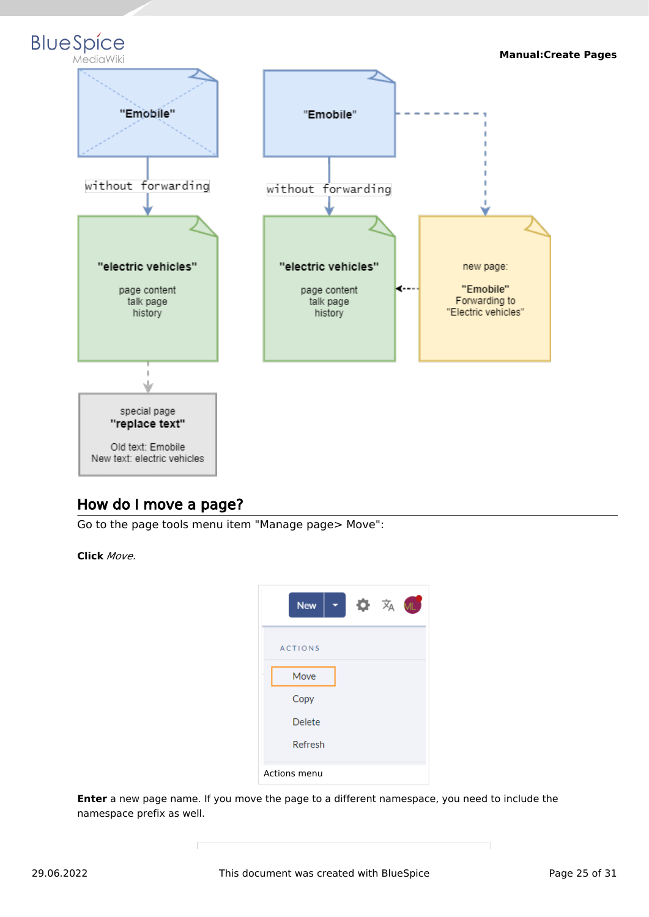## How do I move a page?

Go to the page tools menu item "Manage page> Move":

**Click** *Move.*

Actions menu

**Enter** a new page name. If you move the page to a different namespace, you need to include the namespace prefix as well.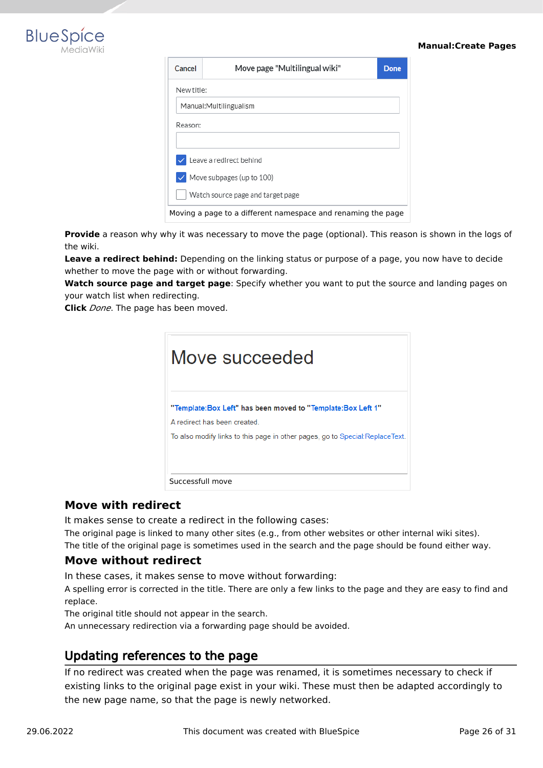Moving a page to a different namespace and renaming the page

**Provide** a reason why why it was necessary to move the page (optional). This reason is shown in the logs of the wiki.
**Leave a redirect behind:** Depending on the linking status or purpose of a page, you now have to decide whether to move the page with or without forwarding.
**Watch source page and target page**: Specify whether you want to put the source and landing pages on your watch list when redirecting.
**Click** *Done*. The page has been moved.

Successfull move

### Move with redirect

It makes sense to create a redirect in the following cases:
The original page is linked to many other sites (e.g., from other websites or other internal wiki sites).
The title of the original page is sometimes used in the search and the page should be found either way.

### Move without redirect

In these cases, it makes sense to move without forwarding:
A spelling error is corrected in the title. There are only a few links to the page and they are easy to find and replace.
The original title should not appear in the search.
An unnecessary redirection via a forwarding page should be avoided.

## Updating references to the page

If no redirect was created when the page was renamed, it is sometimes necessary to check if existing links to the original page exist in your wiki. These must then be adapted accordingly to the new page name, so that the page is newly networked.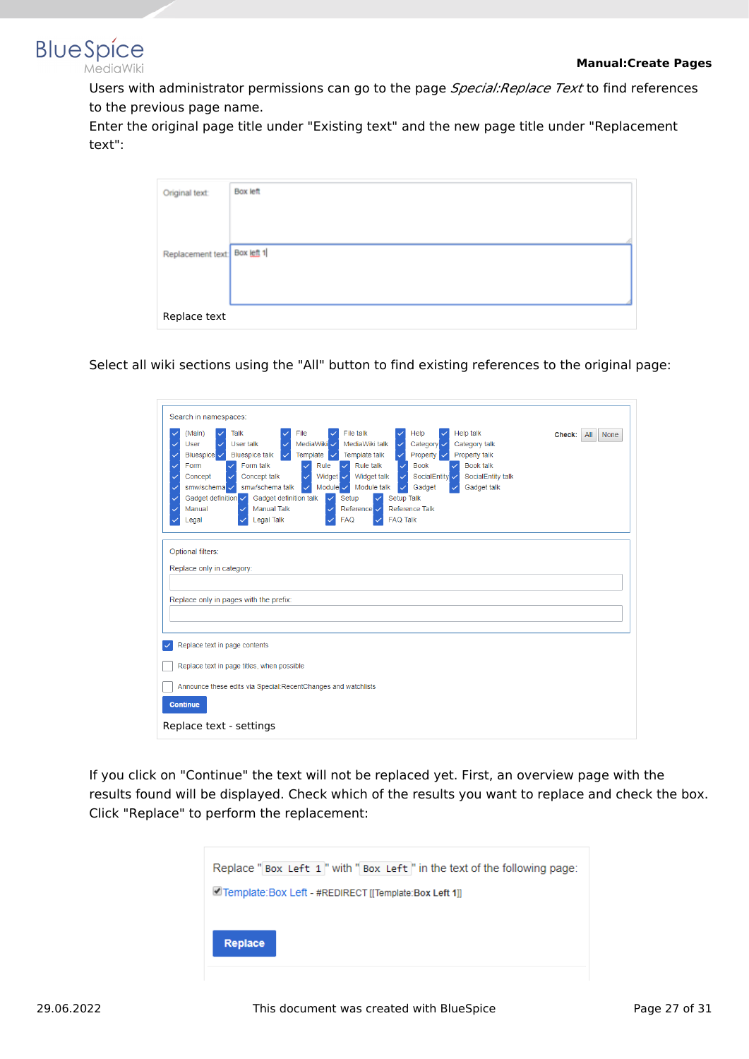Users with administrator permissions can go to the page *Special:Replace Text* to find references to the previous page name.
Enter the original page title under "Existing text" and the new page title under "Replacement text":

Original text: Box left

Replacement text: Box left 1

Replace text

Select all wiki sections using the "All" button to find existing references to the original page:

Search in namespaces:

(Main) Talk File File talk Help Help talk
User User talk MediaWiki MediaWiki talk Category Category talk
Bluespice Bluespice talk Template Template talk Property Property talk
Form Form talk Rule Rule talk Book Book talk
Concept Concept talk Widget Widget talk SocialEntity SocialEntity talk
smw/schema smw/schema talk Module Module talk Gadget Gadget talk
Gadget definition Gadget definition talk Setup Setup Talk
Manual Manual Talk Reference Reference Talk
Legal Legal Talk FAQ FAQ Talk

Check: All None

Optional filters:

Replace only in category:

Replace only in pages with the prefix:

Replace text in page contents

Replace text in page titles, when possible

Announce these edits via Special:RecentChanges and watchlists

Continue

Replace text - settings

If you click on "Continue" the text will not be replaced yet. First, an overview page with the results found will be displayed. Check which of the results you want to replace and check the box. Click "Replace" to perform the replacement:

Replace "Box Left 1" with "Box Left" in the text of the following page:

Template:Box Left - #REDIRECT [[Template:**Box Left 1**]]

Replace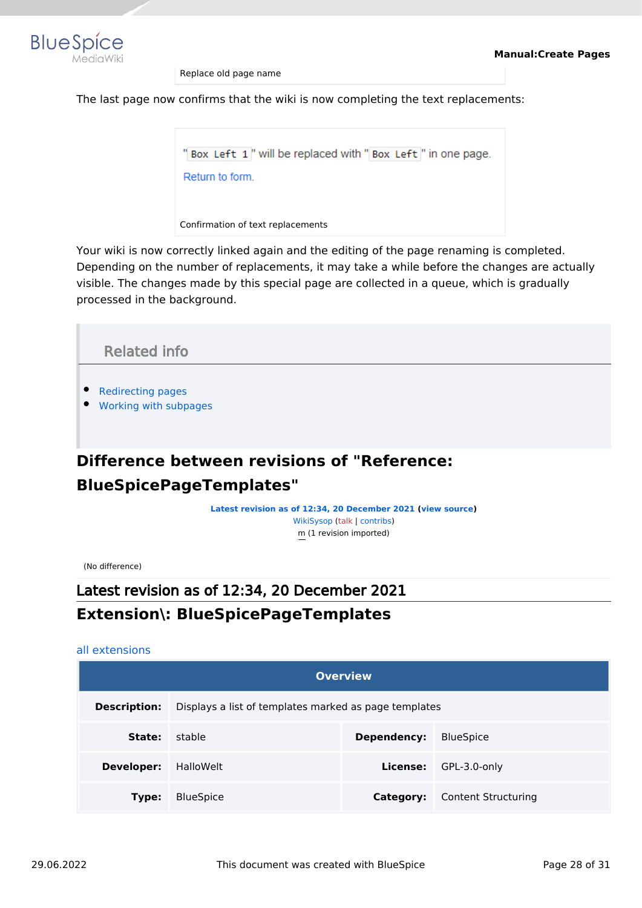Replace old page name

The last page now confirms that the wiki is now completing the text replacements:

"`Box Left 1`" will be replaced with "`Box Left`" in one page.

Return to form.

Confirmation of text replacements

Your wiki is now correctly linked again and the editing of the page renaming is completed. Depending on the number of replacements, it may take a while before the changes are actually visible. The changes made by this special page are collected in a queue, which is gradually processed in the background.

### Related info

- Redirecting pages
- Working with subpages

# Difference between revisions of "Reference: BlueSpicePageTemplates"

**Latest revision as of 12:34, 20 December 2021 (view source)**
WikiSysop (talk | contribs)
m (1 revision imported)

(No difference)

## Latest revision as of 12:34, 20 December 2021

# Extension\: BlueSpicePageTemplates

all extensions

| Overview | | | |
|---|---|---|---|
| **Description:** | Displays a list of templates marked as page templates | | |
| **State:** | stable | **Dependency:** | BlueSpice |
| **Developer:** | HalloWelt | **License:** | GPL-3.0-only |
| **Type:** | BlueSpice | **Category:** | Content Structuring |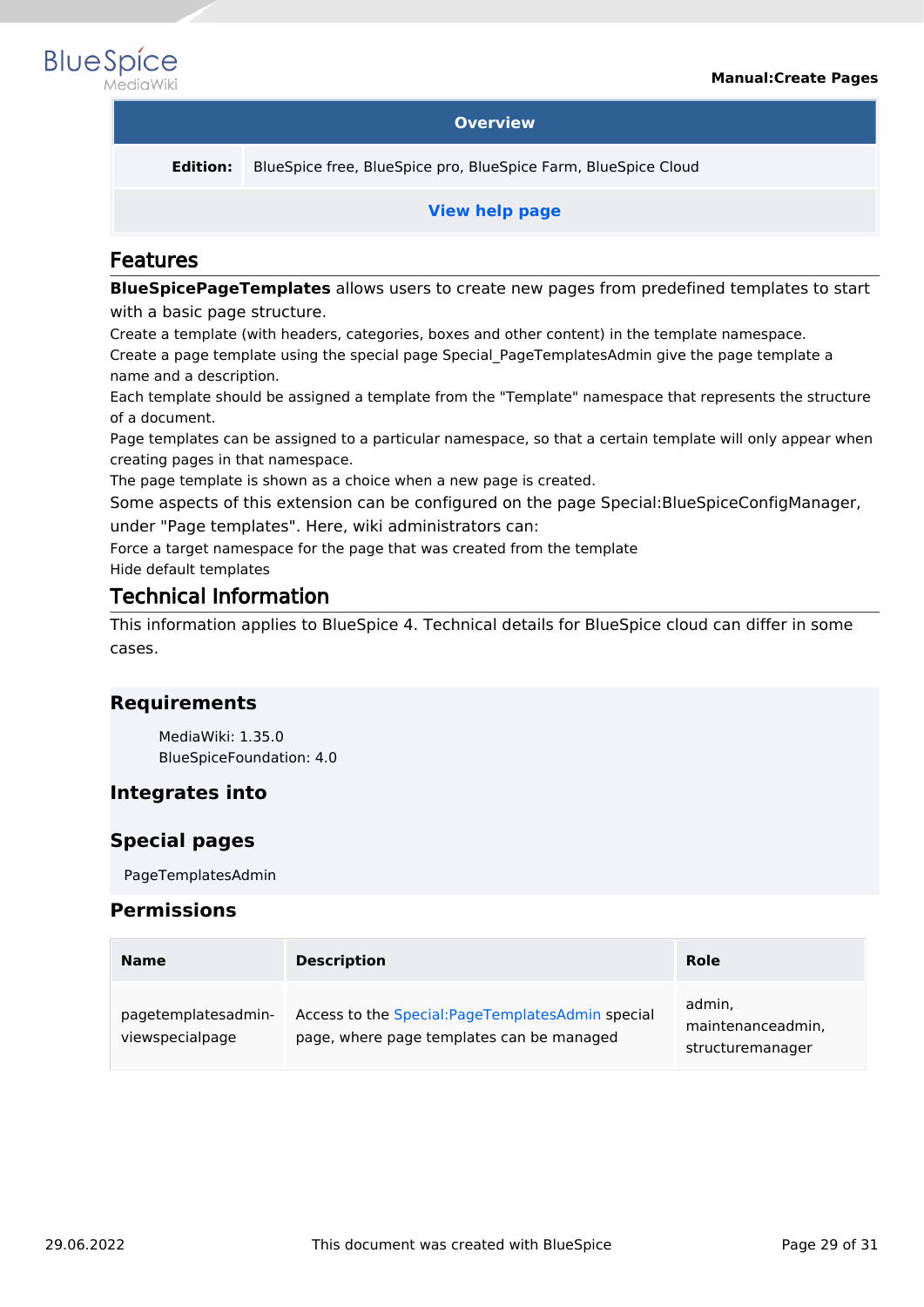| Overview | |
|---|---|
| **Edition:** | BlueSpice free, BlueSpice pro, BlueSpice Farm, BlueSpice Cloud |
| **View help page** | |

## Features

**BlueSpicePageTemplates** allows users to create new pages from predefined templates to start with a basic page structure.

Create a template (with headers, categories, boxes and other content) in the template namespace.
Create a page template using the special page Special_PageTemplatesAdmin give the page template a name and a description.
Each template should be assigned a template from the "Template" namespace that represents the structure of a document.
Page templates can be assigned to a particular namespace, so that a certain template will only appear when creating pages in that namespace.
The page template is shown as a choice when a new page is created.

Some aspects of this extension can be configured on the page Special:BlueSpiceConfigManager, under "Page templates". Here, wiki administrators can:

Force a target namespace for the page that was created from the template
Hide default templates

## Technical Information

This information applies to BlueSpice 4. Technical details for BlueSpice cloud can differ in some cases.

### Requirements

MediaWiki: 1.35.0
BlueSpiceFoundation: 4.0

### Integrates into

### Special pages

PageTemplatesAdmin

### Permissions

| Name | Description | Role |
|---|---|---|
| pagetemplatesadmin-viewspecialpage | Access to the Special:PageTemplatesAdmin special page, where page templates can be managed | admin, maintenanceadmin, structuremanager |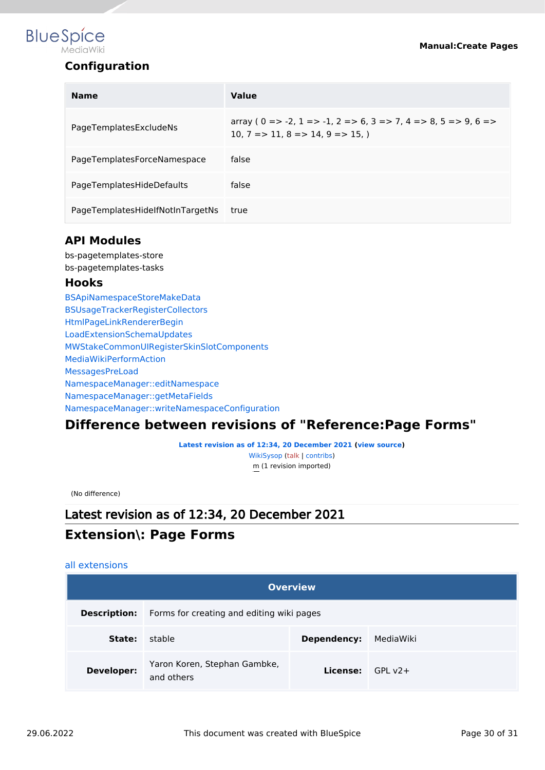### Configuration

| Name | Value |
|---|---|
| PageTemplatesExcludeNs | array ( 0 => -2, 1 => -1, 2 => 6, 3 => 7, 4 => 8, 5 => 9, 6 => 10, 7 => 11, 8 => 14, 9 => 15, ) |
| PageTemplatesForceNamespace | false |
| PageTemplatesHideDefaults | false |
| PageTemplatesHideIfNotInTargetNs | true |

### API Modules

bs-pagetemplates-store
bs-pagetemplates-tasks

### Hooks

BSApiNamespaceStoreMakeData
BSUsageTrackerRegisterCollectors
HtmlPageLinkRendererBegin
LoadExtensionSchemaUpdates
MWStakeCommonUIRegisterSkinSlotComponents
MediaWikiPerformAction
MessagesPreLoad
NamespaceManager::editNamespace
NamespaceManager::getMetaFields
NamespaceManager::writeNamespaceConfiguration

# Difference between revisions of "Reference:Page Forms"

**Latest revision as of 12:34, 20 December 2021 (view source)**
WikiSysop (talk | contribs)
m (1 revision imported)

(No difference)

## Latest revision as of 12:34, 20 December 2021

# Extension\: Page Forms

all extensions

| Overview | | | |
|---|---|---|---|
| **Description:** | Forms for creating and editing wiki pages | | |
| **State:** | stable | **Dependency:** | MediaWiki |
| **Developer:** | Yaron Koren, Stephan Gambke, and others | **License:** | GPL v2+ |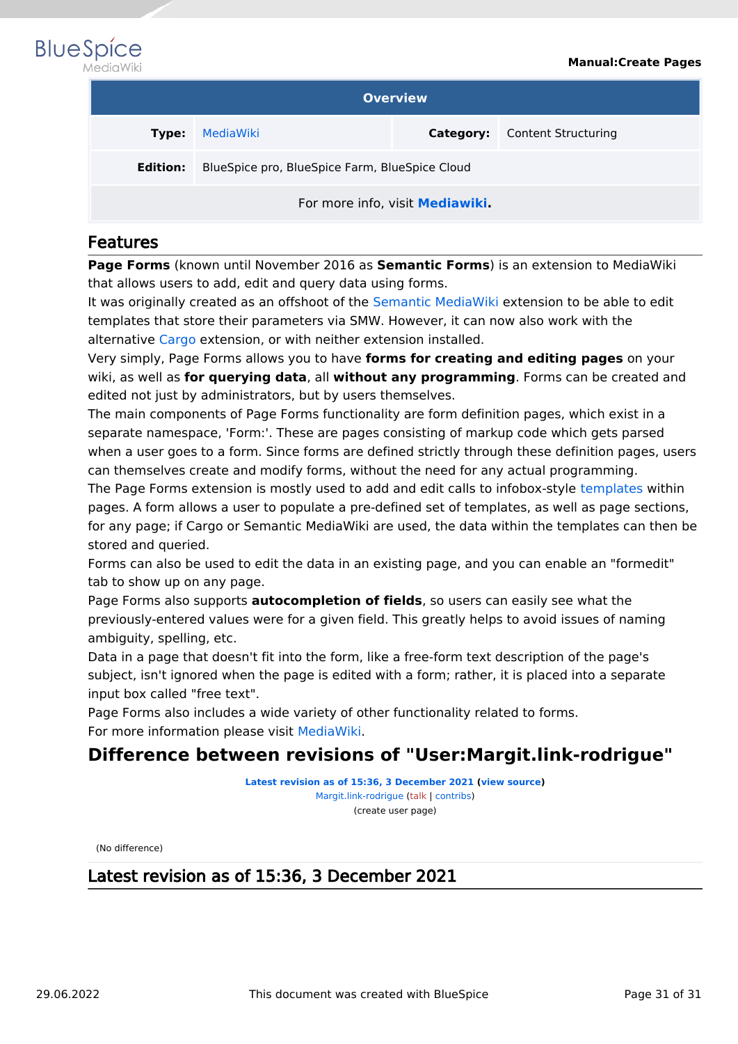| Overview | | | |
|---|---|---|---|
| **Type:** | MediaWiki | **Category:** | Content Structuring |
| **Edition:** | BlueSpice pro, BlueSpice Farm, BlueSpice Cloud | | |
| For more info, visit **Mediawiki.** | | | |

## Features

**Page Forms** (known until November 2016 as **Semantic Forms**) is an extension to MediaWiki that allows users to add, edit and query data using forms.
It was originally created as an offshoot of the Semantic MediaWiki extension to be able to edit templates that store their parameters via SMW. However, it can now also work with the alternative Cargo extension, or with neither extension installed.
Very simply, Page Forms allows you to have **forms for creating and editing pages** on your wiki, as well as **for querying data**, all **without any programming**. Forms can be created and edited not just by administrators, but by users themselves.
The main components of Page Forms functionality are form definition pages, which exist in a separate namespace, 'Form:'. These are pages consisting of markup code which gets parsed when a user goes to a form. Since forms are defined strictly through these definition pages, users can themselves create and modify forms, without the need for any actual programming.
The Page Forms extension is mostly used to add and edit calls to infobox-style templates within pages. A form allows a user to populate a pre-defined set of templates, as well as page sections, for any page; if Cargo or Semantic MediaWiki are used, the data within the templates can then be stored and queried.
Forms can also be used to edit the data in an existing page, and you can enable an "formedit" tab to show up on any page.
Page Forms also supports **autocompletion of fields**, so users can easily see what the previously-entered values were for a given field. This greatly helps to avoid issues of naming ambiguity, spelling, etc.
Data in a page that doesn't fit into the form, like a free-form text description of the page's subject, isn't ignored when the page is edited with a form; rather, it is placed into a separate input box called "free text".
Page Forms also includes a wide variety of other functionality related to forms.
For more information please visit MediaWiki.

# Difference between revisions of "User:Margit.link-rodrigue"

**Latest revision as of 15:36, 3 December 2021 (view source)**
Margit.link-rodrigue (talk | contribs)
(create user page)

(No difference)

## Latest revision as of 15:36, 3 December 2021